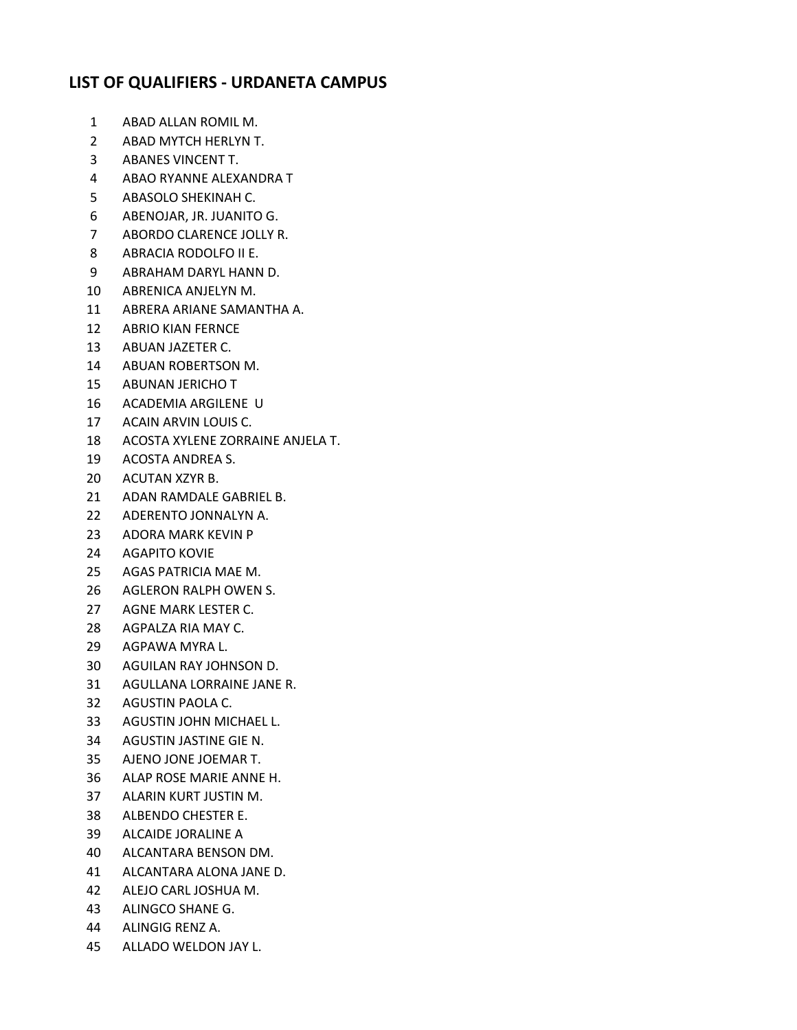## LIST OF QUALIFIERS - URDANETA CAMPUS

1. ABAD ALLAN ROMIL M.
2. ABAD MYTCH HERLYN T.
3. ABANES VINCENT T.
4. ABAO RYANNE ALEXANDRA T
5. ABASOLO SHEKINAH C.
6. ABENOJAR, JR. JUANITO G.
7. ABORDO CLARENCE JOLLY R.
8. ABRACIA RODOLFO II E.
9. ABRAHAM DARYL HANN D.
10. ABRENICA ANJELYN M.
11. ABRERA ARIANE SAMANTHA A.
12. ABRIO KIAN FERNCE
13. ABUAN JAZETER C.
14. ABUAN ROBERTSON M.
15. ABUNAN JERICHO T
16. ACADEMIA ARGILENE U
17. ACAIN ARVIN LOUIS C.
18. ACOSTA XYLENE ZORRAINE ANJELA T.
19. ACOSTA ANDREA S.
20. ACUTAN XZYR B.
21. ADAN RAMDALE GABRIEL B.
22. ADERENTO JONNALYN A.
23. ADORA MARK KEVIN P
24. AGAPITO KOVIE
25. AGAS PATRICIA MAE M.
26. AGLERON RALPH OWEN S.
27. AGNE MARK LESTER C.
28. AGPALZA RIA MAY C.
29. AGPAWA MYRA L.
30. AGUILAN RAY JOHNSON D.
31. AGULLANA LORRAINE JANE R.
32. AGUSTIN PAOLA C.
33. AGUSTIN JOHN MICHAEL L.
34. AGUSTIN JASTINE GIE N.
35. AJENO JONE JOEMAR T.
36. ALAP ROSE MARIE ANNE H.
37. ALARIN KURT JUSTIN M.
38. ALBENDO CHESTER E.
39. ALCAIDE JORALINE A
40. ALCANTARA BENSON DM.
41. ALCANTARA ALONA JANE D.
42. ALEJO CARL JOSHUA M.
43. ALINGCO SHANE G.
44. ALINGIG RENZ A.
45. ALLADO WELDON JAY L.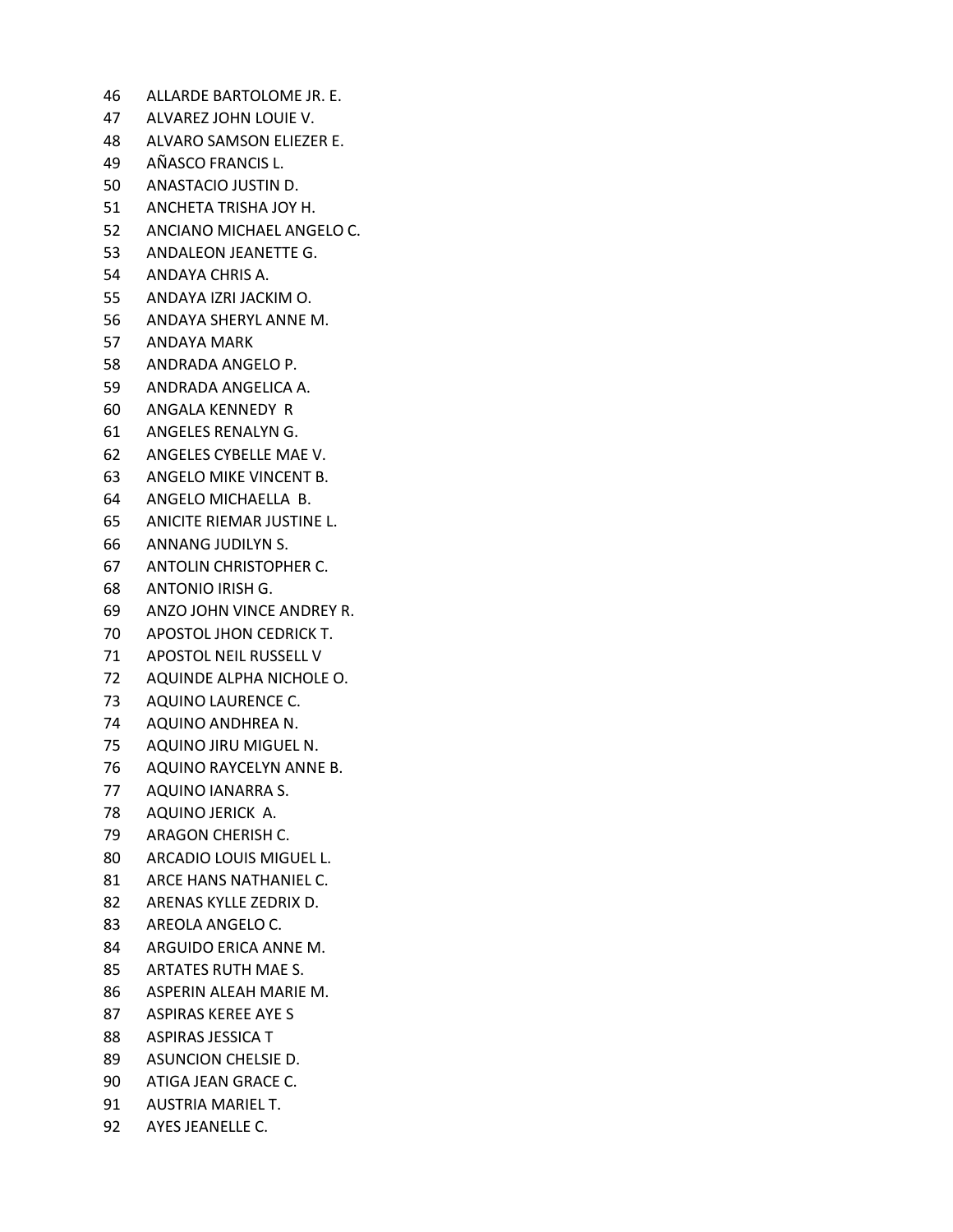46 ALLARDE BARTOLOME JR. E.
47 ALVAREZ JOHN LOUIE V.
48 ALVARO SAMSON ELIEZER E.
49 AÑASCO FRANCIS L.
50 ANASTACIO JUSTIN D.
51 ANCHETA TRISHA JOY H.
52 ANCIANO MICHAEL ANGELO C.
53 ANDALEON JEANETTE G.
54 ANDAYA CHRIS A.
55 ANDAYA IZRI JACKIM O.
56 ANDAYA SHERYL ANNE M.
57 ANDAYA MARK
58 ANDRADA ANGELO P.
59 ANDRADA ANGELICA A.
60 ANGALA KENNEDY R
61 ANGELES RENALYN G.
62 ANGELES CYBELLE MAE V.
63 ANGELO MIKE VINCENT B.
64 ANGELO MICHAELLA B.
65 ANICITE RIEMAR JUSTINE L.
66 ANNANG JUDILYN S.
67 ANTOLIN CHRISTOPHER C.
68 ANTONIO IRISH G.
69 ANZO JOHN VINCE ANDREY R.
70 APOSTOL JHON CEDRICK T.
71 APOSTOL NEIL RUSSELL V
72 AQUINDE ALPHA NICHOLE O.
73 AQUINO LAURENCE C.
74 AQUINO ANDHREA N.
75 AQUINO JIRU MIGUEL N.
76 AQUINO RAYCELYN ANNE B.
77 AQUINO IANARRA S.
78 AQUINO JERICK A.
79 ARAGON CHERISH C.
80 ARCADIO LOUIS MIGUEL L.
81 ARCE HANS NATHANIEL C.
82 ARENAS KYLLE ZEDRIX D.
83 AREOLA ANGELO C.
84 ARGUIDO ERICA ANNE M.
85 ARTATES RUTH MAE S.
86 ASPERIN ALEAH MARIE M.
87 ASPIRAS KEREE AYE S
88 ASPIRAS JESSICA T
89 ASUNCION CHELSIE D.
90 ATIGA JEAN GRACE C.
91 AUSTRIA MARIEL T.
92 AYES JEANELLE C.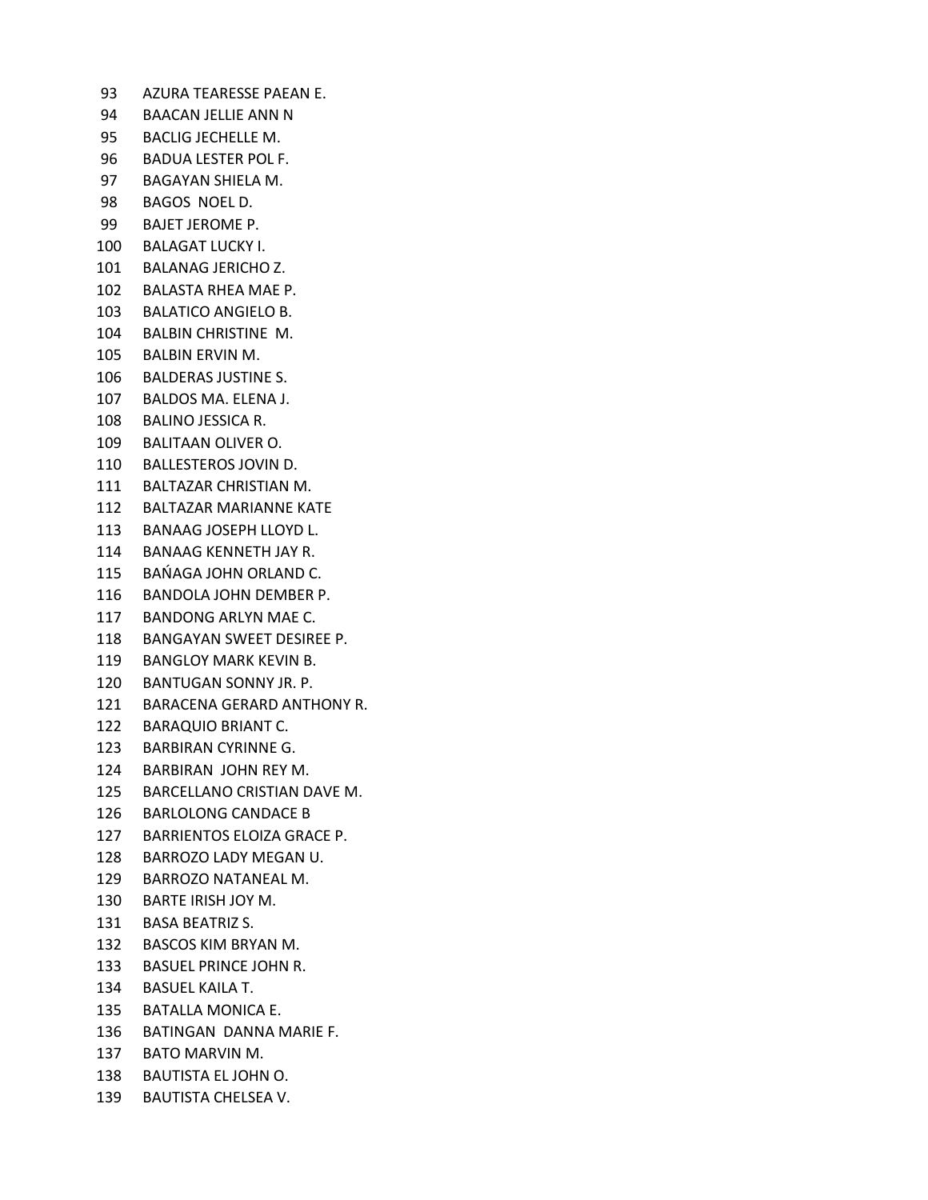93 AZURA TEARESSE PAEAN E.
94 BAACAN JELLIE ANN N
95 BACLIG JECHELLE M.
96 BADUA LESTER POL F.
97 BAGAYAN SHIELA M.
98 BAGOS NOEL D.
99 BAJET JEROME P.
100 BALAGAT LUCKY I.
101 BALANAG JERICHO Z.
102 BALASTA RHEA MAE P.
103 BALATICO ANGIELO B.
104 BALBIN CHRISTINE M.
105 BALBIN ERVIN M.
106 BALDERAS JUSTINE S.
107 BALDOS MA. ELENA J.
108 BALINO JESSICA R.
109 BALITAAN OLIVER O.
110 BALLESTEROS JOVIN D.
111 BALTAZAR CHRISTIAN M.
112 BALTAZAR MARIANNE KATE
113 BANAAG JOSEPH LLOYD L.
114 BANAAG KENNETH JAY R.
115 BAŃAGA JOHN ORLAND C.
116 BANDOLA JOHN DEMBER P.
117 BANDONG ARLYN MAE C.
118 BANGAYAN SWEET DESIREE P.
119 BANGLOY MARK KEVIN B.
120 BANTUGAN SONNY JR. P.
121 BARACENA GERARD ANTHONY R.
122 BARAQUIO BRIANT C.
123 BARBIRAN CYRINNE G.
124 BARBIRAN JOHN REY M.
125 BARCELLANO CRISTIAN DAVE M.
126 BARLOLONG CANDACE B
127 BARRIENTOS ELOIZA GRACE P.
128 BARROZO LADY MEGAN U.
129 BARROZO NATANEAL M.
130 BARTE IRISH JOY M.
131 BASA BEATRIZ S.
132 BASCOS KIM BRYAN M.
133 BASUEL PRINCE JOHN R.
134 BASUEL KAILA T.
135 BATALLA MONICA E.
136 BATINGAN DANNA MARIE F.
137 BATO MARVIN M.
138 BAUTISTA EL JOHN O.
139 BAUTISTA CHELSEA V.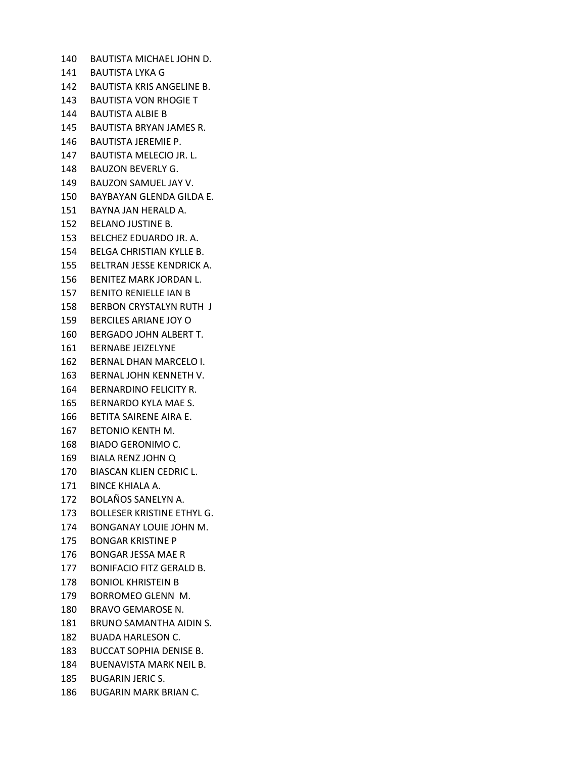140 BAUTISTA MICHAEL JOHN D.
141 BAUTISTA LYKA G
142 BAUTISTA KRIS ANGELINE B.
143 BAUTISTA VON RHOGIE T
144 BAUTISTA ALBIE B
145 BAUTISTA BRYAN JAMES R.
146 BAUTISTA JEREMIE P.
147 BAUTISTA MELECIO JR. L.
148 BAUZON BEVERLY G.
149 BAUZON SAMUEL JAY V.
150 BAYBAYAN GLENDA GILDA E.
151 BAYNA JAN HERALD A.
152 BELANO JUSTINE B.
153 BELCHEZ EDUARDO JR. A.
154 BELGA CHRISTIAN KYLLE B.
155 BELTRAN JESSE KENDRICK A.
156 BENITEZ MARK JORDAN L.
157 BENITO RENIELLE IAN B
158 BERBON CRYSTALYN RUTH J
159 BERCILES ARIANE JOY O
160 BERGADO JOHN ALBERT T.
161 BERNABE JEIZELYNE
162 BERNAL DHAN MARCELO I.
163 BERNAL JOHN KENNETH V.
164 BERNARDINO FELICITY R.
165 BERNARDO KYLA MAE S.
166 BETITA SAIRENE AIRA E.
167 BETONIO KENTH M.
168 BIADO GERONIMO C.
169 BIALA RENZ JOHN Q
170 BIASCAN KLIEN CEDRIC L.
171 BINCE KHIALA A.
172 BOLAÑOS SANELYN A.
173 BOLLESER KRISTINE ETHYL G.
174 BONGANAY LOUIE JOHN M.
175 BONGAR KRISTINE P
176 BONGAR JESSA MAE R
177 BONIFACIO FITZ GERALD B.
178 BONIOL KHRISTEIN B
179 BORROMEO GLENN M.
180 BRAVO GEMAROSE N.
181 BRUNO SAMANTHA AIDIN S.
182 BUADA HARLESON C.
183 BUCCAT SOPHIA DENISE B.
184 BUENAVISTA MARK NEIL B.
185 BUGARIN JERIC S.
186 BUGARIN MARK BRIAN C.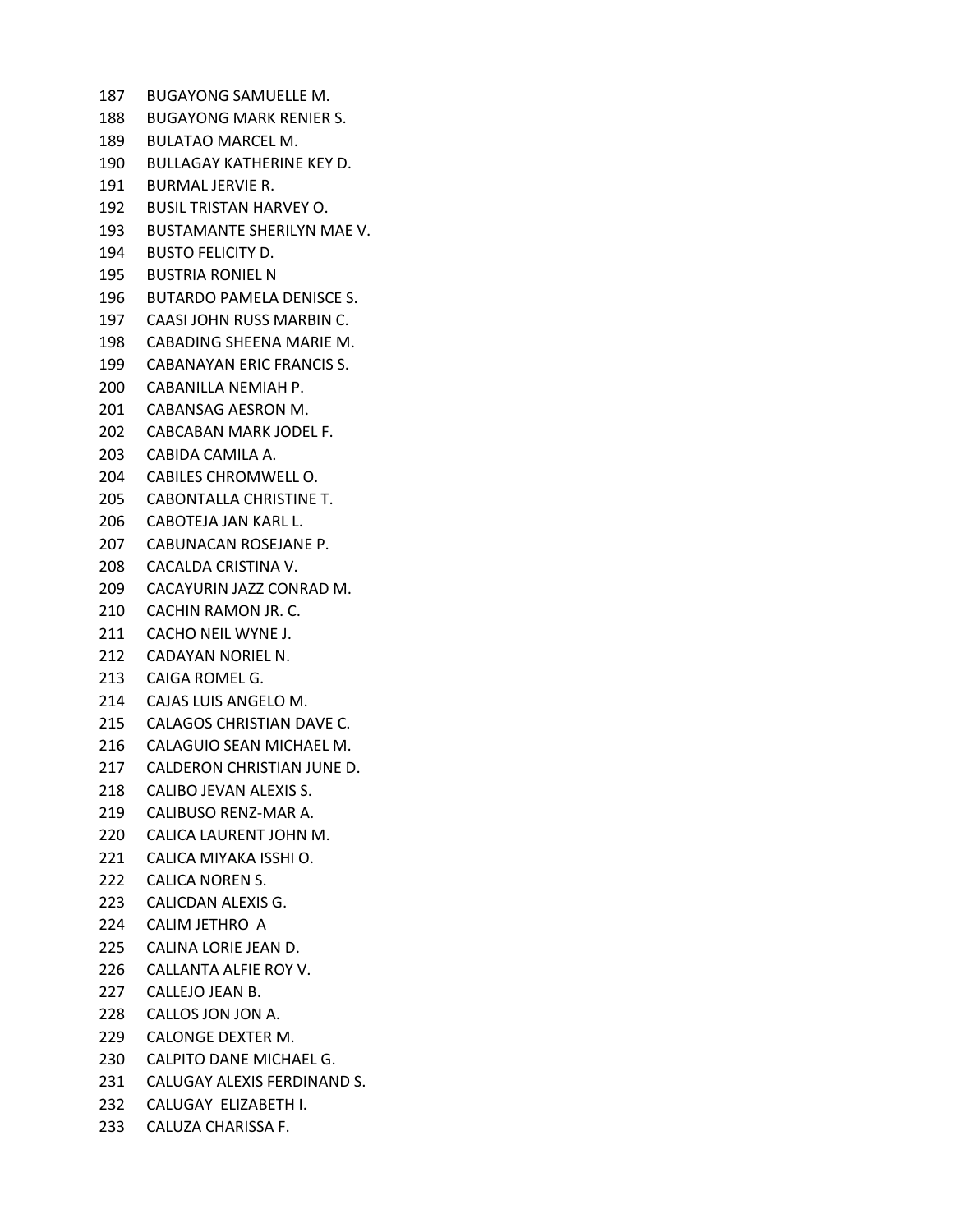187 BUGAYONG SAMUELLE M.
188 BUGAYONG MARK RENIER S.
189 BULATAO MARCEL M.
190 BULLAGAY KATHERINE KEY D.
191 BURMAL JERVIE R.
192 BUSIL TRISTAN HARVEY O.
193 BUSTAMANTE SHERILYN MAE V.
194 BUSTO FELICITY D.
195 BUSTRIA RONIEL N
196 BUTARDO PAMELA DENISCE S.
197 CAASI JOHN RUSS MARBIN C.
198 CABADING SHEENA MARIE M.
199 CABANAYAN ERIC FRANCIS S.
200 CABANILLA NEMIAH P.
201 CABANSAG AESRON M.
202 CABCABAN MARK JODEL F.
203 CABIDA CAMILA A.
204 CABILES CHROMWELL O.
205 CABONTALLA CHRISTINE T.
206 CABOTEJA JAN KARL L.
207 CABUNACAN ROSEJANE P.
208 CACALDA CRISTINA V.
209 CACAYURIN JAZZ CONRAD M.
210 CACHIN RAMON JR. C.
211 CACHO NEIL WYNE J.
212 CADAYAN NORIEL N.
213 CAIGA ROMEL G.
214 CAJAS LUIS ANGELO M.
215 CALAGOS CHRISTIAN DAVE C.
216 CALAGUIO SEAN MICHAEL M.
217 CALDERON CHRISTIAN JUNE D.
218 CALIBO JEVAN ALEXIS S.
219 CALIBUSO RENZ-MAR A.
220 CALICA LAURENT JOHN M.
221 CALICA MIYAKA ISSHI O.
222 CALICA NOREN S.
223 CALICDAN ALEXIS G.
224 CALIM JETHRO A
225 CALINA LORIE JEAN D.
226 CALLANTA ALFIE ROY V.
227 CALLEJO JEAN B.
228 CALLOS JON JON A.
229 CALONGE DEXTER M.
230 CALPITO DANE MICHAEL G.
231 CALUGAY ALEXIS FERDINAND S.
232 CALUGAY ELIZABETH I.
233 CALUZA CHARISSA F.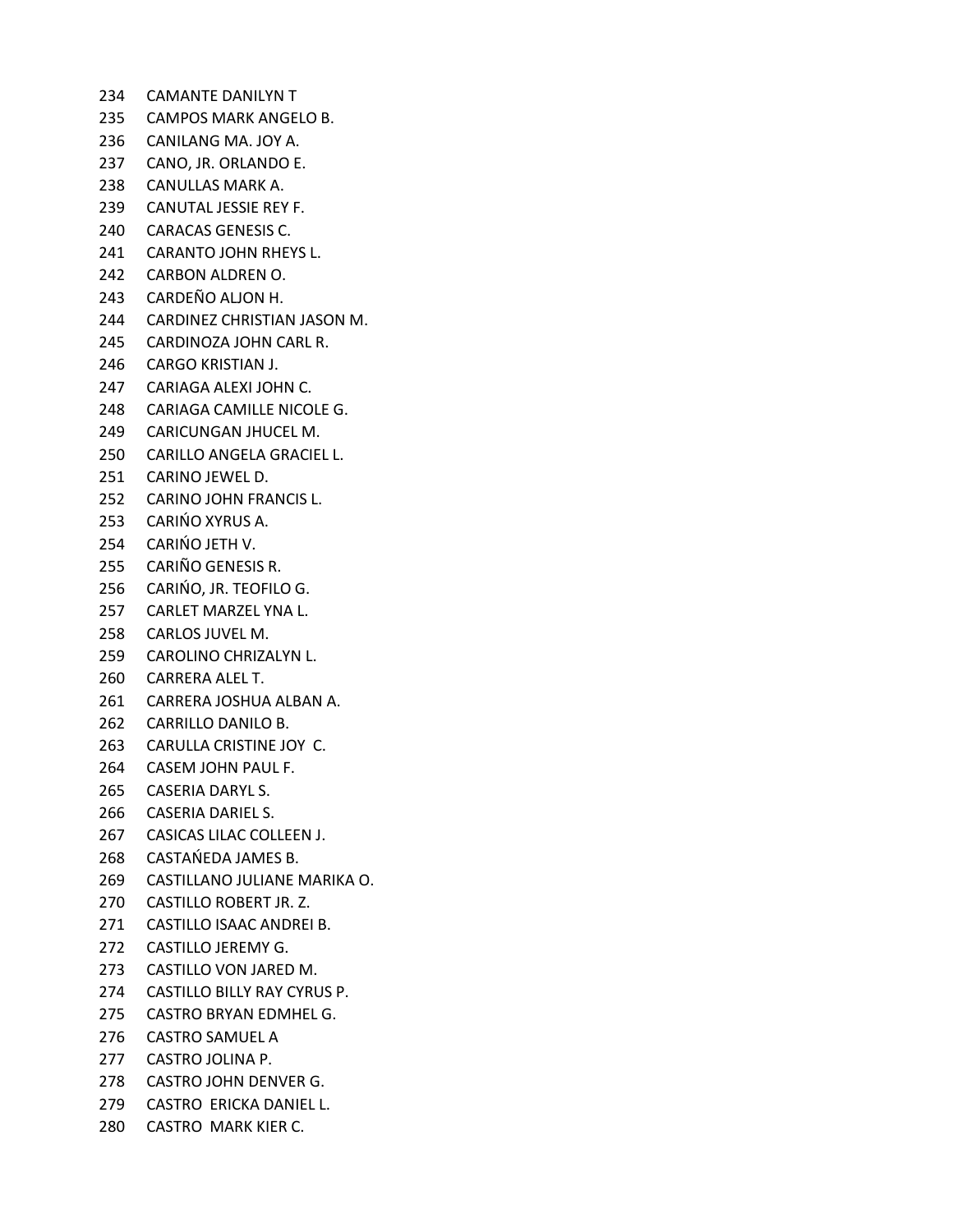234 CAMANTE DANILYN T
235 CAMPOS MARK ANGELO B.
236 CANILANG MA. JOY A.
237 CANO, JR. ORLANDO E.
238 CANULLAS MARK A.
239 CANUTAL JESSIE REY F.
240 CARACAS GENESIS C.
241 CARANTO JOHN RHEYS L.
242 CARBON ALDREN O.
243 CARDEÑO ALJON H.
244 CARDINEZ CHRISTIAN JASON M.
245 CARDINOZA JOHN CARL R.
246 CARGO KRISTIAN J.
247 CARIAGA ALEXI JOHN C.
248 CARIAGA CAMILLE NICOLE G.
249 CARICUNGAN JHUCEL M.
250 CARILLO ANGELA GRACIEL L.
251 CARINO JEWEL D.
252 CARINO JOHN FRANCIS L.
253 CARIŃO XYRUS A.
254 CARIŃO JETH V.
255 CARIÑO GENESIS R.
256 CARIŃO, JR. TEOFILO G.
257 CARLET MARZEL YNA L.
258 CARLOS JUVEL M.
259 CAROLINO CHRIZALYN L.
260 CARRERA ALEL T.
261 CARRERA JOSHUA ALBAN A.
262 CARRILLO DANILO B.
263 CARULLA CRISTINE JOY C.
264 CASEM JOHN PAUL F.
265 CASERIA DARYL S.
266 CASERIA DARIEL S.
267 CASICAS LILAC COLLEEN J.
268 CASTAŃEDA JAMES B.
269 CASTILLANO JULIANE MARIKA O.
270 CASTILLO ROBERT JR. Z.
271 CASTILLO ISAAC ANDREI B.
272 CASTILLO JEREMY G.
273 CASTILLO VON JARED M.
274 CASTILLO BILLY RAY CYRUS P.
275 CASTRO BRYAN EDMHEL G.
276 CASTRO SAMUEL A
277 CASTRO JOLINA P.
278 CASTRO JOHN DENVER G.
279 CASTRO ERICKA DANIEL L.
280 CASTRO MARK KIER C.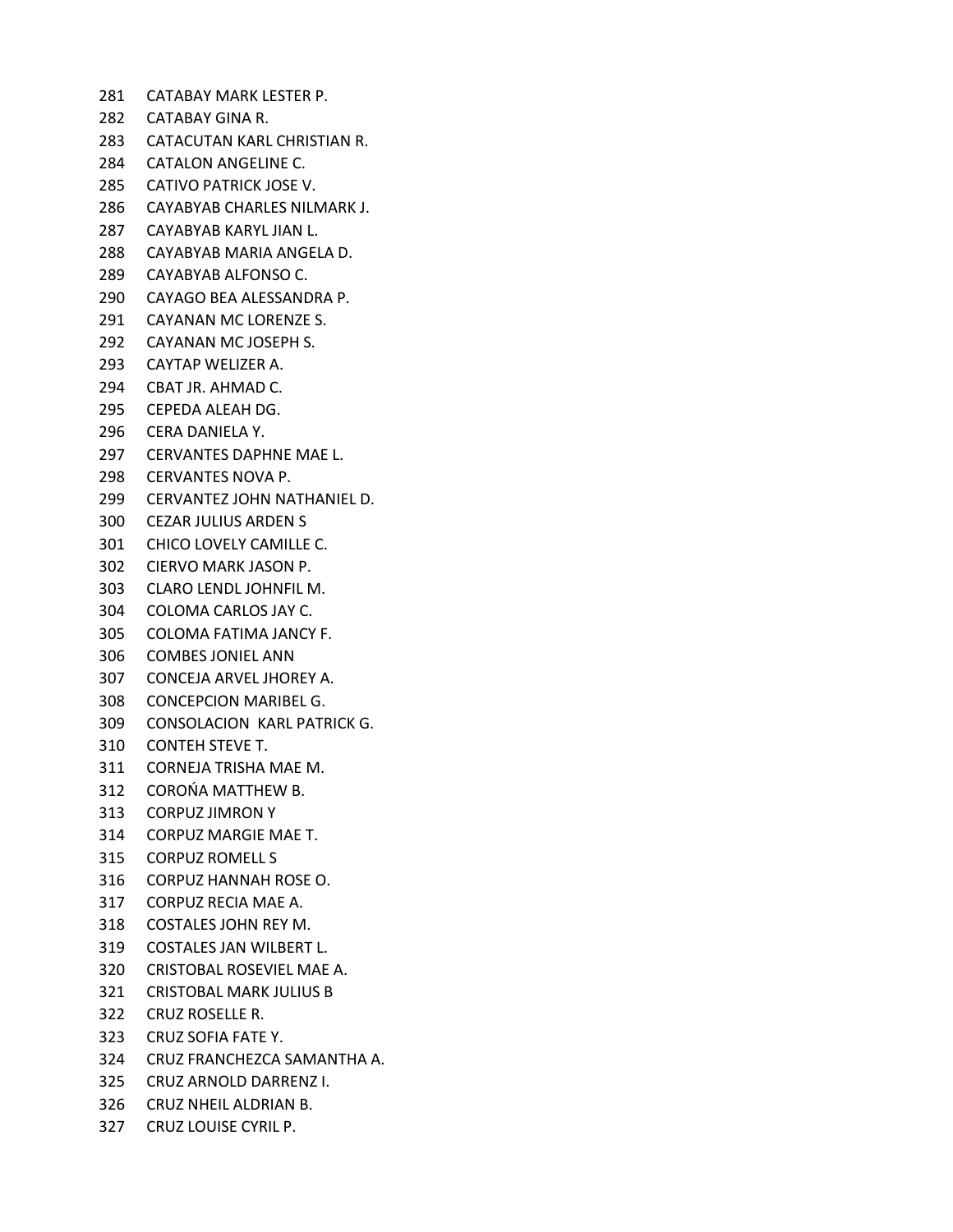281 CATABAY MARK LESTER P.
282 CATABAY GINA R.
283 CATACUTAN KARL CHRISTIAN R.
284 CATALON ANGELINE C.
285 CATIVO PATRICK JOSE V.
286 CAYABYAB CHARLES NILMARK J.
287 CAYABYAB KARYL JIAN L.
288 CAYABYAB MARIA ANGELA D.
289 CAYABYAB ALFONSO C.
290 CAYAGO BEA ALESSANDRA P.
291 CAYANAN MC LORENZE S.
292 CAYANAN MC JOSEPH S.
293 CAYTAP WELIZER A.
294 CBAT JR. AHMAD C.
295 CEPEDA ALEAH DG.
296 CERA DANIELA Y.
297 CERVANTES DAPHNE MAE L.
298 CERVANTES NOVA P.
299 CERVANTEZ JOHN NATHANIEL D.
300 CEZAR JULIUS ARDEN S
301 CHICO LOVELY CAMILLE C.
302 CIERVO MARK JASON P.
303 CLARO LENDL JOHNFIL M.
304 COLOMA CARLOS JAY C.
305 COLOMA FATIMA JANCY F.
306 COMBES JONIEL ANN
307 CONCEJA ARVEL JHOREY A.
308 CONCEPCION MARIBEL G.
309 CONSOLACION KARL PATRICK G.
310 CONTEH STEVE T.
311 CORNEJA TRISHA MAE M.
312 COROŃA MATTHEW B.
313 CORPUZ JIMRON Y
314 CORPUZ MARGIE MAE T.
315 CORPUZ ROMELL S
316 CORPUZ HANNAH ROSE O.
317 CORPUZ RECIA MAE A.
318 COSTALES JOHN REY M.
319 COSTALES JAN WILBERT L.
320 CRISTOBAL ROSEVIEL MAE A.
321 CRISTOBAL MARK JULIUS B
322 CRUZ ROSELLE R.
323 CRUZ SOFIA FATE Y.
324 CRUZ FRANCHEZCA SAMANTHA A.
325 CRUZ ARNOLD DARRENZ I.
326 CRUZ NHEIL ALDRIAN B.
327 CRUZ LOUISE CYRIL P.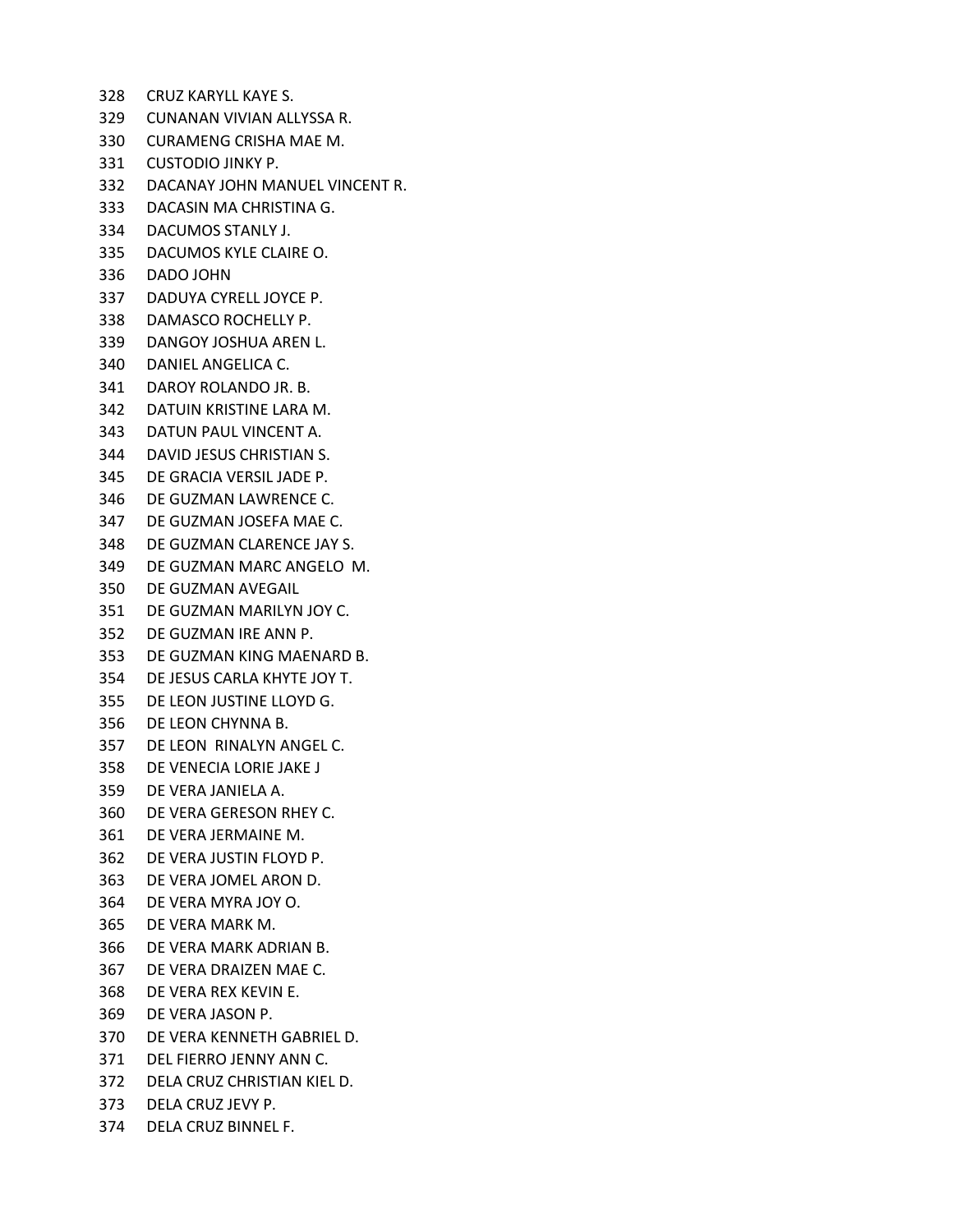328 CRUZ KARYLL KAYE S.
329 CUNANAN VIVIAN ALLYSSA R.
330 CURAMENG CRISHA MAE M.
331 CUSTODIO JINKY P.
332 DACANAY JOHN MANUEL VINCENT R.
333 DACASIN MA CHRISTINA G.
334 DACUMOS STANLY J.
335 DACUMOS KYLE CLAIRE O.
336 DADO JOHN
337 DADUYA CYRELL JOYCE P.
338 DAMASCO ROCHELLY P.
339 DANGOY JOSHUA AREN L.
340 DANIEL ANGELICA C.
341 DAROY ROLANDO JR. B.
342 DATUIN KRISTINE LARA M.
343 DATUN PAUL VINCENT A.
344 DAVID JESUS CHRISTIAN S.
345 DE GRACIA VERSIL JADE P.
346 DE GUZMAN LAWRENCE C.
347 DE GUZMAN JOSEFA MAE C.
348 DE GUZMAN CLARENCE JAY S.
349 DE GUZMAN MARC ANGELO M.
350 DE GUZMAN AVEGAIL
351 DE GUZMAN MARILYN JOY C.
352 DE GUZMAN IRE ANN P.
353 DE GUZMAN KING MAENARD B.
354 DE JESUS CARLA KHYTE JOY T.
355 DE LEON JUSTINE LLOYD G.
356 DE LEON CHYNNA B.
357 DE LEON RINALYN ANGEL C.
358 DE VENECIA LORIE JAKE J
359 DE VERA JANIELA A.
360 DE VERA GERESON RHEY C.
361 DE VERA JERMAINE M.
362 DE VERA JUSTIN FLOYD P.
363 DE VERA JOMEL ARON D.
364 DE VERA MYRA JOY O.
365 DE VERA MARK M.
366 DE VERA MARK ADRIAN B.
367 DE VERA DRAIZEN MAE C.
368 DE VERA REX KEVIN E.
369 DE VERA JASON P.
370 DE VERA KENNETH GABRIEL D.
371 DEL FIERRO JENNY ANN C.
372 DELA CRUZ CHRISTIAN KIEL D.
373 DELA CRUZ JEVY P.
374 DELA CRUZ BINNEL F.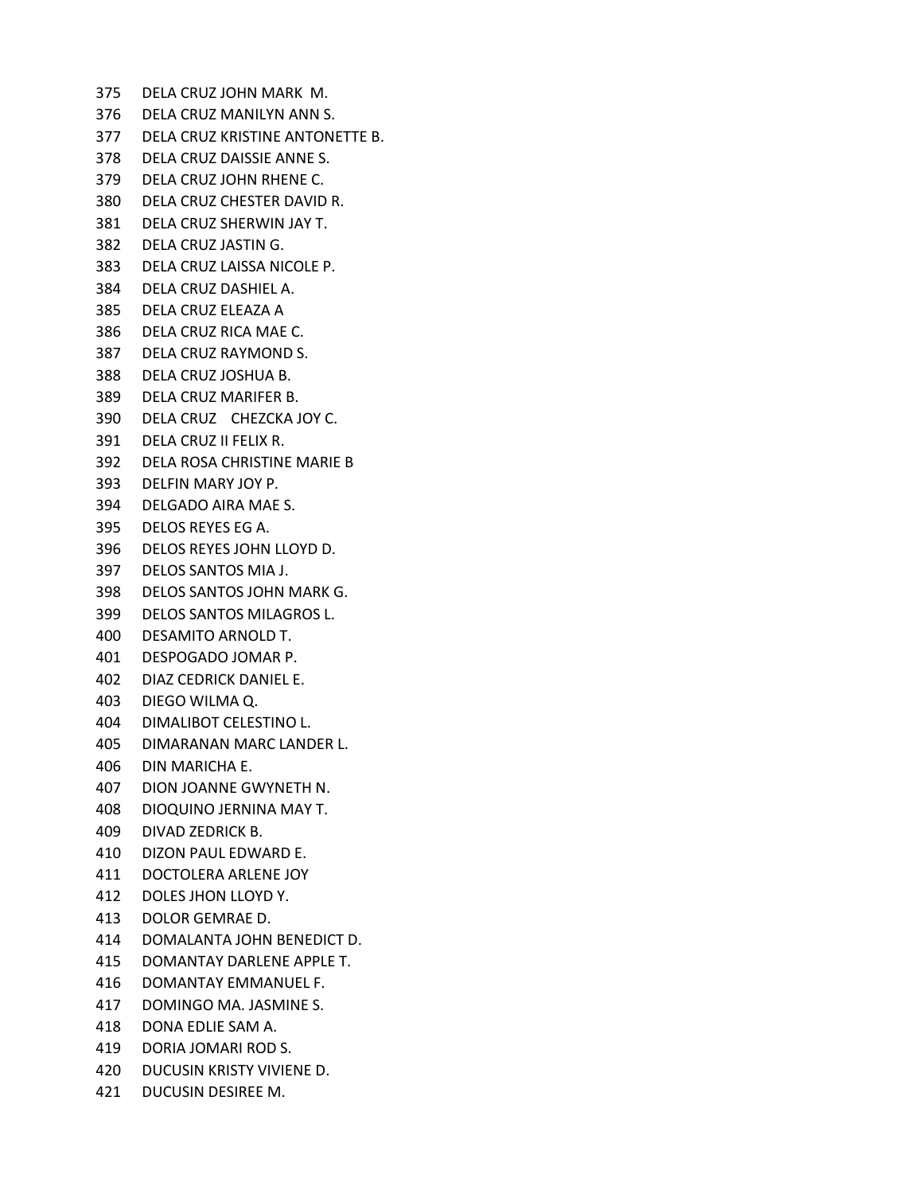375 DELA CRUZ JOHN MARK M.
376 DELA CRUZ MANILYN ANN S.
377 DELA CRUZ KRISTINE ANTONETTE B.
378 DELA CRUZ DAISSIE ANNE S.
379 DELA CRUZ JOHN RHENE C.
380 DELA CRUZ CHESTER DAVID R.
381 DELA CRUZ SHERWIN JAY T.
382 DELA CRUZ JASTIN G.
383 DELA CRUZ LAISSA NICOLE P.
384 DELA CRUZ DASHIEL A.
385 DELA CRUZ ELEAZA A
386 DELA CRUZ RICA MAE C.
387 DELA CRUZ RAYMOND S.
388 DELA CRUZ JOSHUA B.
389 DELA CRUZ MARIFER B.
390 DELA CRUZ CHEZCKA JOY C.
391 DELA CRUZ II FELIX R.
392 DELA ROSA CHRISTINE MARIE B
393 DELFIN MARY JOY P.
394 DELGADO AIRA MAE S.
395 DELOS REYES EG A.
396 DELOS REYES JOHN LLOYD D.
397 DELOS SANTOS MIA J.
398 DELOS SANTOS JOHN MARK G.
399 DELOS SANTOS MILAGROS L.
400 DESAMITO ARNOLD T.
401 DESPOGADO JOMAR P.
402 DIAZ CEDRICK DANIEL E.
403 DIEGO WILMA Q.
404 DIMALIBOT CELESTINO L.
405 DIMARANAN MARC LANDER L.
406 DIN MARICHA E.
407 DION JOANNE GWYNETH N.
408 DIOQUINO JERNINA MAY T.
409 DIVAD ZEDRICK B.
410 DIZON PAUL EDWARD E.
411 DOCTOLERA ARLENE JOY
412 DOLES JHON LLOYD Y.
413 DOLOR GEMRAE D.
414 DOMALANTA JOHN BENEDICT D.
415 DOMANTAY DARLENE APPLE T.
416 DOMANTAY EMMANUEL F.
417 DOMINGO MA. JASMINE S.
418 DONA EDLIE SAM A.
419 DORIA JOMARI ROD S.
420 DUCUSIN KRISTY VIVIENE D.
421 DUCUSIN DESIREE M.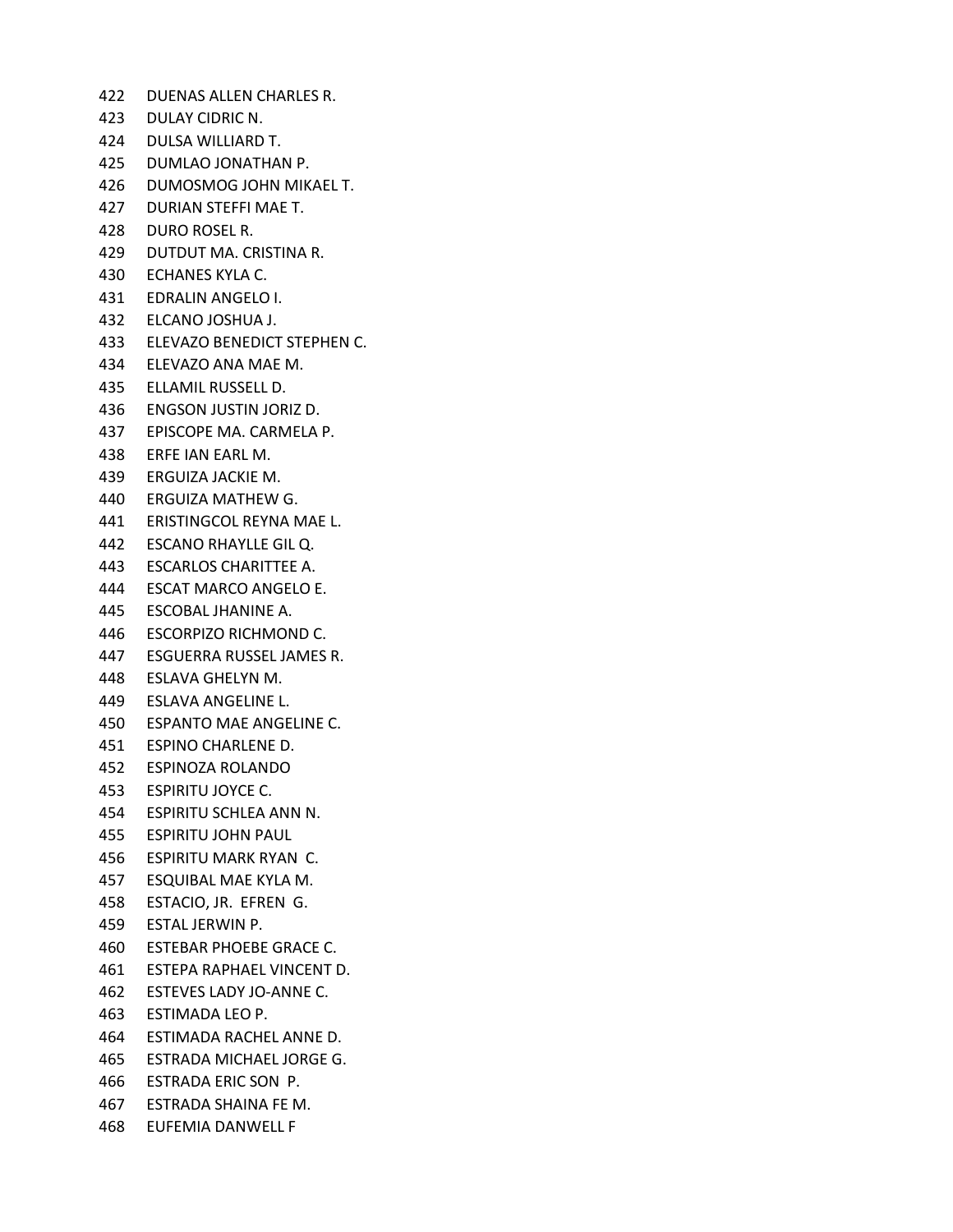422 DUENAS ALLEN CHARLES R.
423 DULAY CIDRIC N.
424 DULSA WILLIARD T.
425 DUMLAO JONATHAN P.
426 DUMOSMOG JOHN MIKAEL T.
427 DURIAN STEFFI MAE T.
428 DURO ROSEL R.
429 DUTDUT MA. CRISTINA R.
430 ECHANES KYLA C.
431 EDRALIN ANGELO I.
432 ELCANO JOSHUA J.
433 ELEVAZO BENEDICT STEPHEN C.
434 ELEVAZO ANA MAE M.
435 ELLAMIL RUSSELL D.
436 ENGSON JUSTIN JORIZ D.
437 EPISCOPE MA. CARMELA P.
438 ERFE IAN EARL M.
439 ERGUIZA JACKIE M.
440 ERGUIZA MATHEW G.
441 ERISTINGCOL REYNA MAE L.
442 ESCANO RHAYLLE GIL Q.
443 ESCARLOS CHARITTEE A.
444 ESCAT MARCO ANGELO E.
445 ESCOBAL JHANINE A.
446 ESCORPIZO RICHMOND C.
447 ESGUERRA RUSSEL JAMES R.
448 ESLAVA GHELYN M.
449 ESLAVA ANGELINE L.
450 ESPANTO MAE ANGELINE C.
451 ESPINO CHARLENE D.
452 ESPINOZA ROLANDO
453 ESPIRITU JOYCE C.
454 ESPIRITU SCHLEA ANN N.
455 ESPIRITU JOHN PAUL
456 ESPIRITU MARK RYAN C.
457 ESQUIBAL MAE KYLA M.
458 ESTACIO, JR. EFREN G.
459 ESTAL JERWIN P.
460 ESTEBAR PHOEBE GRACE C.
461 ESTEPA RAPHAEL VINCENT D.
462 ESTEVES LADY JO-ANNE C.
463 ESTIMADA LEO P.
464 ESTIMADA RACHEL ANNE D.
465 ESTRADA MICHAEL JORGE G.
466 ESTRADA ERIC SON P.
467 ESTRADA SHAINA FE M.
468 EUFEMIA DANWELL F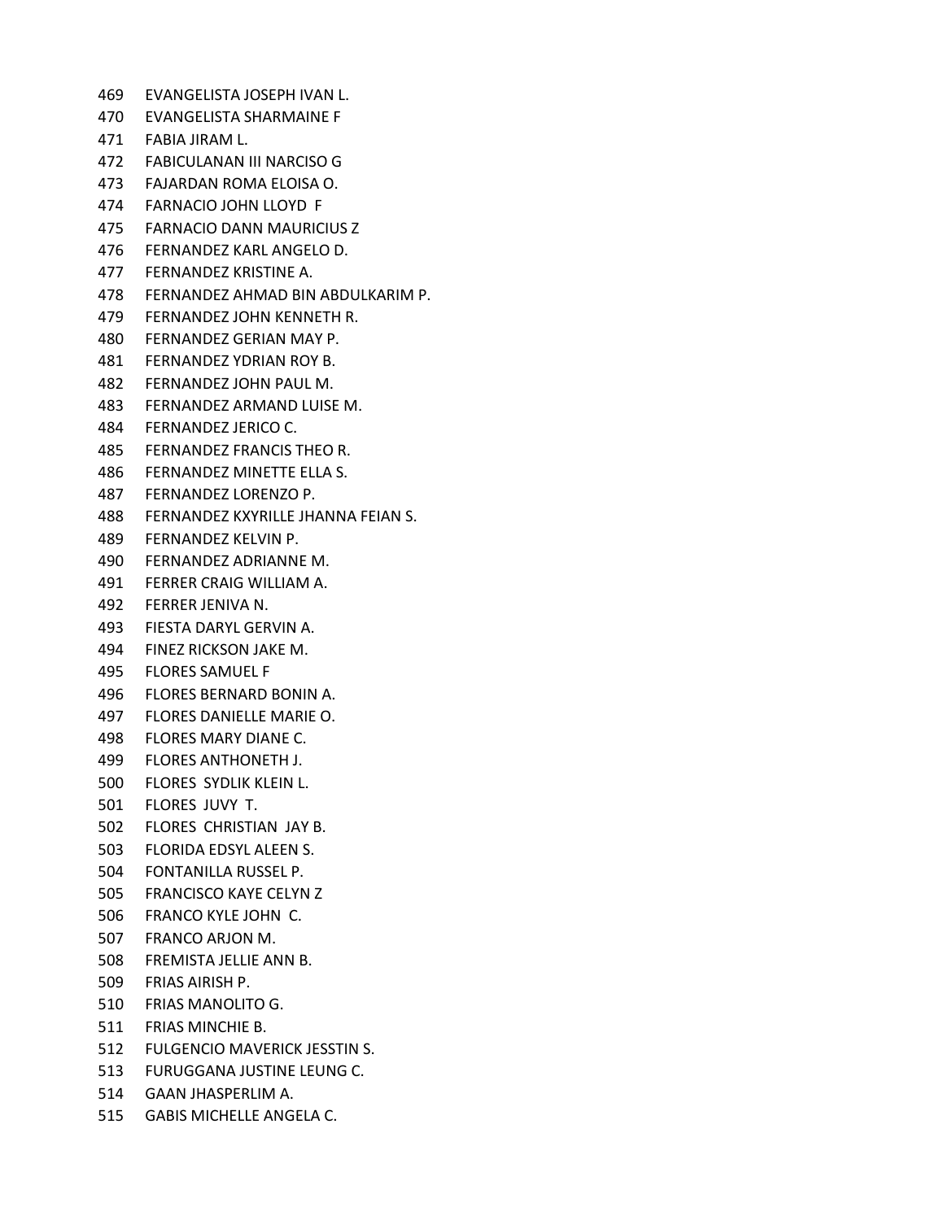469 EVANGELISTA JOSEPH IVAN L.
470 EVANGELISTA SHARMAINE F
471 FABIA JIRAM L.
472 FABICULANAN III NARCISO G
473 FAJARDAN ROMA ELOISA O.
474 FARNACIO JOHN LLOYD F
475 FARNACIO DANN MAURICIUS Z
476 FERNANDEZ KARL ANGELO D.
477 FERNANDEZ KRISTINE A.
478 FERNANDEZ AHMAD BIN ABDULKARIM P.
479 FERNANDEZ JOHN KENNETH R.
480 FERNANDEZ GERIAN MAY P.
481 FERNANDEZ YDRIAN ROY B.
482 FERNANDEZ JOHN PAUL M.
483 FERNANDEZ ARMAND LUISE M.
484 FERNANDEZ JERICO C.
485 FERNANDEZ FRANCIS THEO R.
486 FERNANDEZ MINETTE ELLA S.
487 FERNANDEZ LORENZO P.
488 FERNANDEZ KXYRILLE JHANNA FEIAN S.
489 FERNANDEZ KELVIN P.
490 FERNANDEZ ADRIANNE M.
491 FERRER CRAIG WILLIAM A.
492 FERRER JENIVA N.
493 FIESTA DARYL GERVIN A.
494 FINEZ RICKSON JAKE M.
495 FLORES SAMUEL F
496 FLORES BERNARD BONIN A.
497 FLORES DANIELLE MARIE O.
498 FLORES MARY DIANE C.
499 FLORES ANTHONETH J.
500 FLORES SYDLIK KLEIN L.
501 FLORES JUVY T.
502 FLORES CHRISTIAN JAY B.
503 FLORIDA EDSYL ALEEN S.
504 FONTANILLA RUSSEL P.
505 FRANCISCO KAYE CELYN Z
506 FRANCO KYLE JOHN C.
507 FRANCO ARJON M.
508 FREMISTA JELLIE ANN B.
509 FRIAS AIRISH P.
510 FRIAS MANOLITO G.
511 FRIAS MINCHIE B.
512 FULGENCIO MAVERICK JESSTIN S.
513 FURUGGANA JUSTINE LEUNG C.
514 GAAN JHASPERLIM A.
515 GABIS MICHELLE ANGELA C.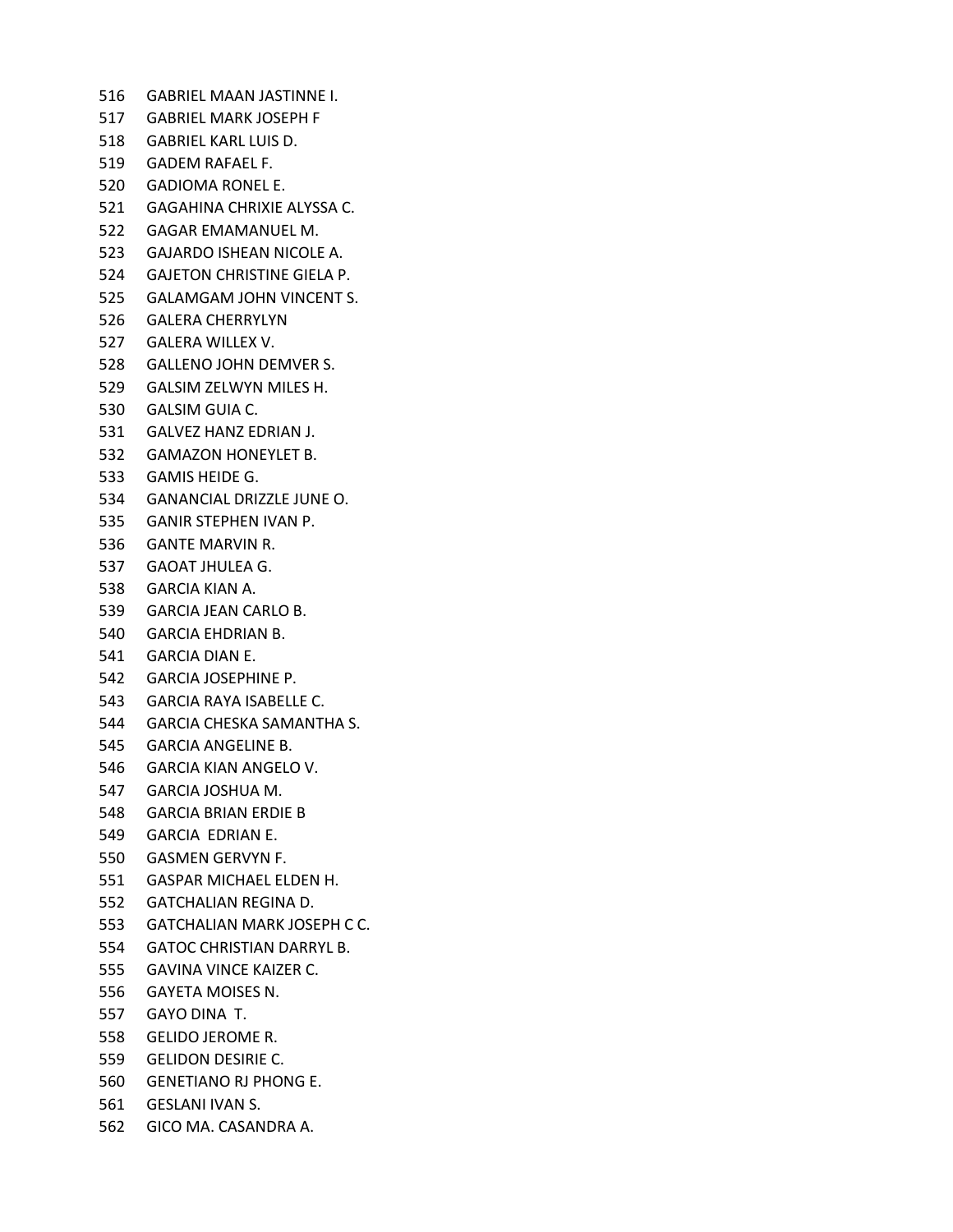516 GABRIEL MAAN JASTINNE I.
517 GABRIEL MARK JOSEPH F
518 GABRIEL KARL LUIS D.
519 GADEM RAFAEL F.
520 GADIOMA RONEL E.
521 GAGAHINA CHRIXIE ALYSSA C.
522 GAGAR EMAMANUEL M.
523 GAJARDO ISHEAN NICOLE A.
524 GAJETON CHRISTINE GIELA P.
525 GALAMGAM JOHN VINCENT S.
526 GALERA CHERRYLYN
527 GALERA WILLEX V.
528 GALLENO JOHN DEMVER S.
529 GALSIM ZELWYN MILES H.
530 GALSIM GUIA C.
531 GALVEZ HANZ EDRIAN J.
532 GAMAZON HONEYLET B.
533 GAMIS HEIDE G.
534 GANANCIAL DRIZZLE JUNE O.
535 GANIR STEPHEN IVAN P.
536 GANTE MARVIN R.
537 GAOAT JHULEA G.
538 GARCIA KIAN A.
539 GARCIA JEAN CARLO B.
540 GARCIA EHDRIAN B.
541 GARCIA DIAN E.
542 GARCIA JOSEPHINE P.
543 GARCIA RAYA ISABELLE C.
544 GARCIA CHESKA SAMANTHA S.
545 GARCIA ANGELINE B.
546 GARCIA KIAN ANGELO V.
547 GARCIA JOSHUA M.
548 GARCIA BRIAN ERDIE B
549 GARCIA EDRIAN E.
550 GASMEN GERVYN F.
551 GASPAR MICHAEL ELDEN H.
552 GATCHALIAN REGINA D.
553 GATCHALIAN MARK JOSEPH C C.
554 GATOC CHRISTIAN DARRYL B.
555 GAVINA VINCE KAIZER C.
556 GAYETA MOISES N.
557 GAYO DINA T.
558 GELIDO JEROME R.
559 GELIDON DESIRIE C.
560 GENETIANO RJ PHONG E.
561 GESLANI IVAN S.
562 GICO MA. CASANDRA A.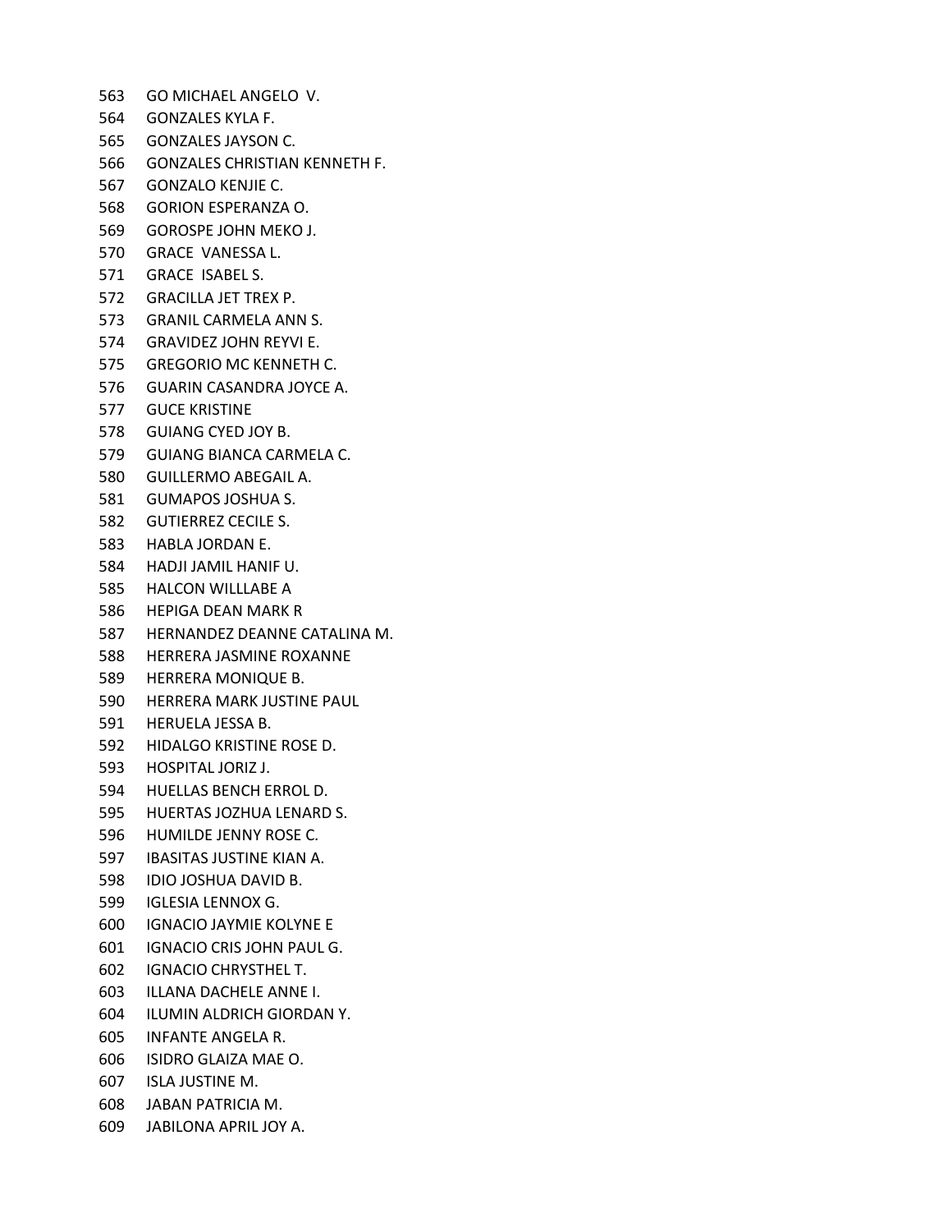563 GO MICHAEL ANGELO V.
564 GONZALES KYLA F.
565 GONZALES JAYSON C.
566 GONZALES CHRISTIAN KENNETH F.
567 GONZALO KENJIE C.
568 GORION ESPERANZA O.
569 GOROSPE JOHN MEKO J.
570 GRACE VANESSA L.
571 GRACE ISABEL S.
572 GRACILLA JET TREX P.
573 GRANIL CARMELA ANN S.
574 GRAVIDEZ JOHN REYVI E.
575 GREGORIO MC KENNETH C.
576 GUARIN CASANDRA JOYCE A.
577 GUCE KRISTINE
578 GUIANG CYED JOY B.
579 GUIANG BIANCA CARMELA C.
580 GUILLERMO ABEGAIL A.
581 GUMAPOS JOSHUA S.
582 GUTIERREZ CECILE S.
583 HABLA JORDAN E.
584 HADJI JAMIL HANIF U.
585 HALCON WILLLABE A
586 HEPIGA DEAN MARK R
587 HERNANDEZ DEANNE CATALINA M.
588 HERRERA JASMINE ROXANNE
589 HERRERA MONIQUE B.
590 HERRERA MARK JUSTINE PAUL
591 HERUELA JESSA B.
592 HIDALGO KRISTINE ROSE D.
593 HOSPITAL JORIZ J.
594 HUELLAS BENCH ERROL D.
595 HUERTAS JOZHUA LENARD S.
596 HUMILDE JENNY ROSE C.
597 IBASITAS JUSTINE KIAN A.
598 IDIO JOSHUA DAVID B.
599 IGLESIA LENNOX G.
600 IGNACIO JAYMIE KOLYNE E
601 IGNACIO CRIS JOHN PAUL G.
602 IGNACIO CHRYSTHEL T.
603 ILLANA DACHELE ANNE I.
604 ILUMIN ALDRICH GIORDAN Y.
605 INFANTE ANGELA R.
606 ISIDRO GLAIZA MAE O.
607 ISLA JUSTINE M.
608 JABAN PATRICIA M.
609 JABILONA APRIL JOY A.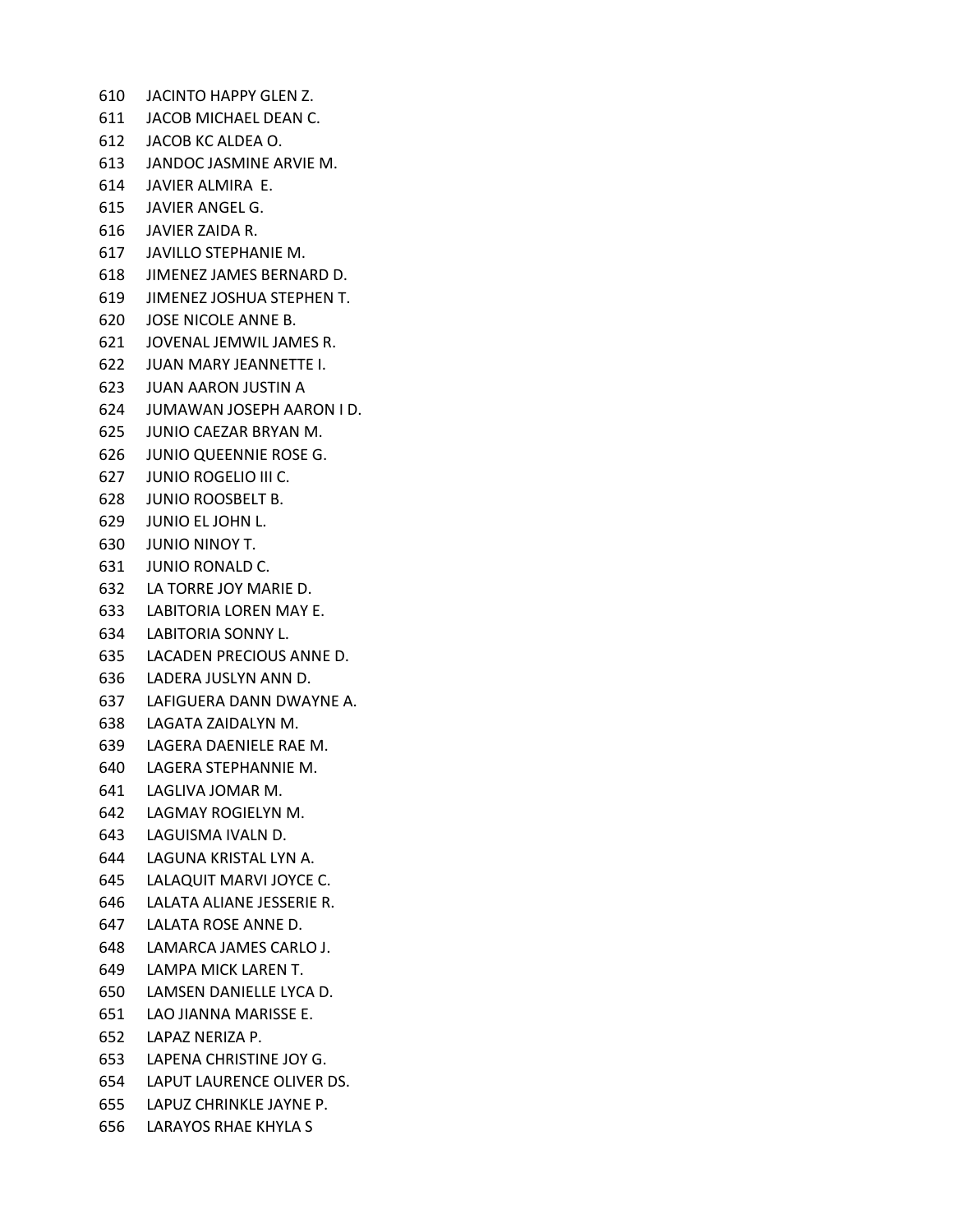610 JACINTO HAPPY GLEN Z.
611 JACOB MICHAEL DEAN C.
612 JACOB KC ALDEA O.
613 JANDOC JASMINE ARVIE M.
614 JAVIER ALMIRA E.
615 JAVIER ANGEL G.
616 JAVIER ZAIDA R.
617 JAVILLO STEPHANIE M.
618 JIMENEZ JAMES BERNARD D.
619 JIMENEZ JOSHUA STEPHEN T.
620 JOSE NICOLE ANNE B.
621 JOVENAL JEMWIL JAMES R.
622 JUAN MARY JEANNETTE I.
623 JUAN AARON JUSTIN A
624 JUMAWAN JOSEPH AARON I D.
625 JUNIO CAEZAR BRYAN M.
626 JUNIO QUEENNIE ROSE G.
627 JUNIO ROGELIO III C.
628 JUNIO ROOSBELT B.
629 JUNIO EL JOHN L.
630 JUNIO NINOY T.
631 JUNIO RONALD C.
632 LA TORRE JOY MARIE D.
633 LABITORIA LOREN MAY E.
634 LABITORIA SONNY L.
635 LACADEN PRECIOUS ANNE D.
636 LADERA JUSLYN ANN D.
637 LAFIGUERA DANN DWAYNE A.
638 LAGATA ZAIDALYN M.
639 LAGERA DAENIELE RAE M.
640 LAGERA STEPHANNIE M.
641 LAGLIVA JOMAR M.
642 LAGMAY ROGIELYN M.
643 LAGUISMA IVALN D.
644 LAGUNA KRISTAL LYN A.
645 LALAQUIT MARVI JOYCE C.
646 LALATA ALIANE JESSERIE R.
647 LALATA ROSE ANNE D.
648 LAMARCA JAMES CARLO J.
649 LAMPA MICK LAREN T.
650 LAMSEN DANIELLE LYCA D.
651 LAO JIANNA MARISSE E.
652 LAPAZ NERIZA P.
653 LAPENA CHRISTINE JOY G.
654 LAPUT LAURENCE OLIVER DS.
655 LAPUZ CHRINKLE JAYNE P.
656 LARAYOS RHAE KHYLA S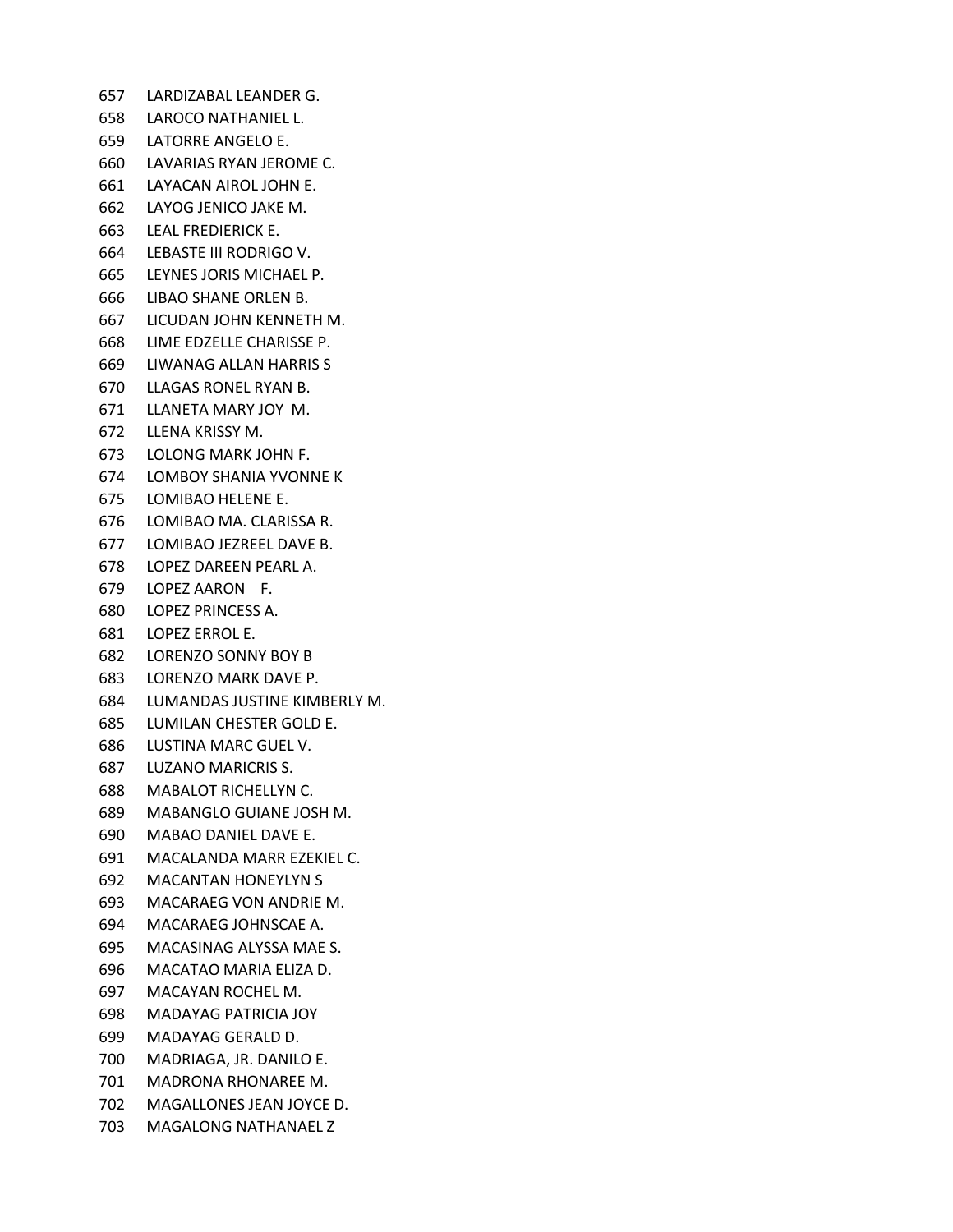657 LARDIZABAL LEANDER G.
658 LAROCO NATHANIEL L.
659 LATORRE ANGELO E.
660 LAVARIAS RYAN JEROME C.
661 LAYACAN AIROL JOHN E.
662 LAYOG JENICO JAKE M.
663 LEAL FREDIERICK E.
664 LEBASTE III RODRIGO V.
665 LEYNES JORIS MICHAEL P.
666 LIBAO SHANE ORLEN B.
667 LICUDAN JOHN KENNETH M.
668 LIME EDZELLE CHARISSE P.
669 LIWANAG ALLAN HARRIS S
670 LLAGAS RONEL RYAN B.
671 LLANETA MARY JOY M.
672 LLENA KRISSY M.
673 LOLONG MARK JOHN F.
674 LOMBOY SHANIA YVONNE K
675 LOMIBAO HELENE E.
676 LOMIBAO MA. CLARISSA R.
677 LOMIBAO JEZREEL DAVE B.
678 LOPEZ DAREEN PEARL A.
679 LOPEZ AARON F.
680 LOPEZ PRINCESS A.
681 LOPEZ ERROL E.
682 LORENZO SONNY BOY B
683 LORENZO MARK DAVE P.
684 LUMANDAS JUSTINE KIMBERLY M.
685 LUMILAN CHESTER GOLD E.
686 LUSTINA MARC GUEL V.
687 LUZANO MARICRIS S.
688 MABALOT RICHELLYN C.
689 MABANGLO GUIANE JOSH M.
690 MABAO DANIEL DAVE E.
691 MACALANDA MARR EZEKIEL C.
692 MACANTAN HONEYLYN S
693 MACARAEG VON ANDRIE M.
694 MACARAEG JOHNSCAE A.
695 MACASINAG ALYSSA MAE S.
696 MACATAO MARIA ELIZA D.
697 MACAYAN ROCHEL M.
698 MADAYAG PATRICIA JOY
699 MADAYAG GERALD D.
700 MADRIAGA, JR. DANILO E.
701 MADRONA RHONAREE M.
702 MAGALLONES JEAN JOYCE D.
703 MAGALONG NATHANAEL Z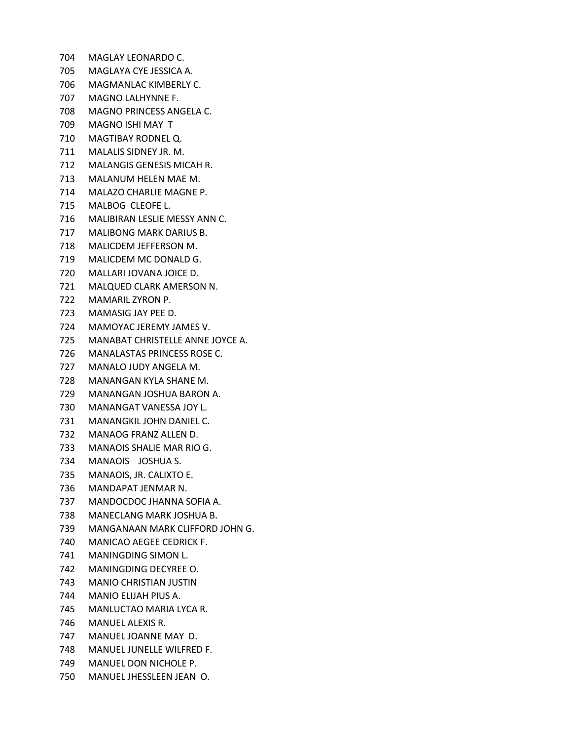704 MAGLAY LEONARDO C.
705 MAGLAYA CYE JESSICA A.
706 MAGMANLAC KIMBERLY C.
707 MAGNO LALHYNNE F.
708 MAGNO PRINCESS ANGELA C.
709 MAGNO ISHI MAY T
710 MAGTIBAY RODNEL Q.
711 MALALIS SIDNEY JR. M.
712 MALANGIS GENESIS MICAH R.
713 MALANUM HELEN MAE M.
714 MALAZO CHARLIE MAGNE P.
715 MALBOG CLEOFE L.
716 MALIBIRAN LESLIE MESSY ANN C.
717 MALIBONG MARK DARIUS B.
718 MALICDEM JEFFERSON M.
719 MALICDEM MC DONALD G.
720 MALLARI JOVANA JOICE D.
721 MALQUED CLARK AMERSON N.
722 MAMARIL ZYRON P.
723 MAMASIG JAY PEE D.
724 MAMOYAC JEREMY JAMES V.
725 MANABAT CHRISTELLE ANNE JOYCE A.
726 MANALASTAS PRINCESS ROSE C.
727 MANALO JUDY ANGELA M.
728 MANANGAN KYLA SHANE M.
729 MANANGAN JOSHUA BARON A.
730 MANANGAT VANESSA JOY L.
731 MANANGKIL JOHN DANIEL C.
732 MANAOG FRANZ ALLEN D.
733 MANAOIS SHALIE MAR RIO G.
734 MANAOIS JOSHUA S.
735 MANAOIS, JR. CALIXTO E.
736 MANDAPAT JENMAR N.
737 MANDOCDOC JHANNA SOFIA A.
738 MANECLANG MARK JOSHUA B.
739 MANGANAAN MARK CLIFFORD JOHN G.
740 MANICAO AEGEE CEDRICK F.
741 MANINGDING SIMON L.
742 MANINGDING DECYREE O.
743 MANIO CHRISTIAN JUSTIN
744 MANIO ELIJAH PIUS A.
745 MANLUCTAO MARIA LYCA R.
746 MANUEL ALEXIS R.
747 MANUEL JOANNE MAY D.
748 MANUEL JUNELLE WILFRED F.
749 MANUEL DON NICHOLE P.
750 MANUEL JHESSLEEN JEAN O.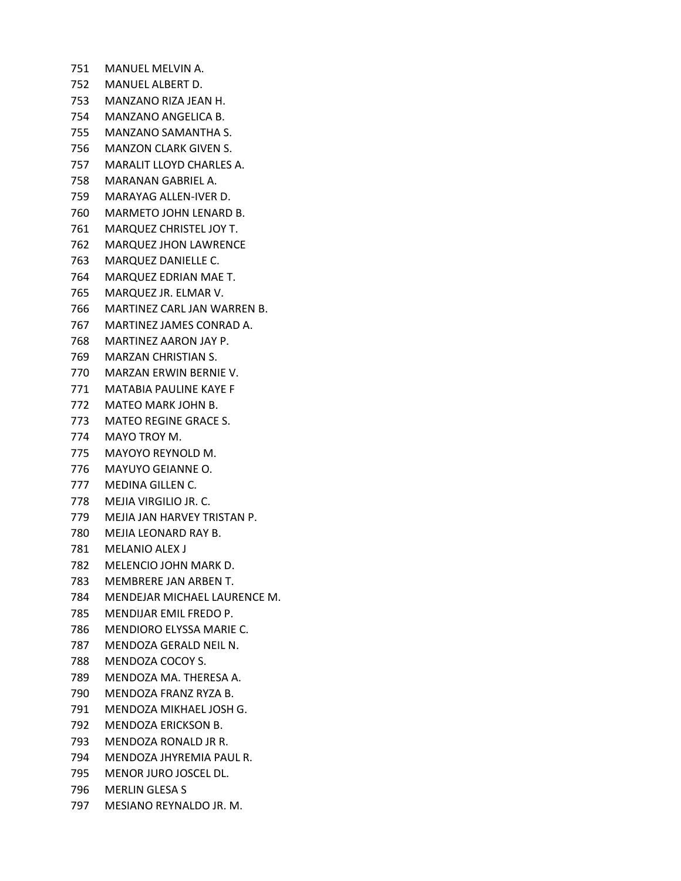751 MANUEL MELVIN A.
752 MANUEL ALBERT D.
753 MANZANO RIZA JEAN H.
754 MANZANO ANGELICA B.
755 MANZANO SAMANTHA S.
756 MANZON CLARK GIVEN S.
757 MARALIT LLOYD CHARLES A.
758 MARANAN GABRIEL A.
759 MARAYAG ALLEN-IVER D.
760 MARMETO JOHN LENARD B.
761 MARQUEZ CHRISTEL JOY T.
762 MARQUEZ JHON LAWRENCE
763 MARQUEZ DANIELLE C.
764 MARQUEZ EDRIAN MAE T.
765 MARQUEZ JR. ELMAR V.
766 MARTINEZ CARL JAN WARREN B.
767 MARTINEZ JAMES CONRAD A.
768 MARTINEZ AARON JAY P.
769 MARZAN CHRISTIAN S.
770 MARZAN ERWIN BERNIE V.
771 MATABIA PAULINE KAYE F
772 MATEO MARK JOHN B.
773 MATEO REGINE GRACE S.
774 MAYO TROY M.
775 MAYOYO REYNOLD M.
776 MAYUYO GEIANNE O.
777 MEDINA GILLEN C.
778 MEJIA VIRGILIO JR. C.
779 MEJIA JAN HARVEY TRISTAN P.
780 MEJIA LEONARD RAY B.
781 MELANIO ALEX J
782 MELENCIO JOHN MARK D.
783 MEMBRERE JAN ARBEN T.
784 MENDEJAR MICHAEL LAURENCE M.
785 MENDIJAR EMIL FREDO P.
786 MENDIORO ELYSSA MARIE C.
787 MENDOZA GERALD NEIL N.
788 MENDOZA COCOY S.
789 MENDOZA MA. THERESA A.
790 MENDOZA FRANZ RYZA B.
791 MENDOZA MIKHAEL JOSH G.
792 MENDOZA ERICKSON B.
793 MENDOZA RONALD JR R.
794 MENDOZA JHYREMIA PAUL R.
795 MENOR JURO JOSCEL DL.
796 MERLIN GLESA S
797 MESIANO REYNALDO JR. M.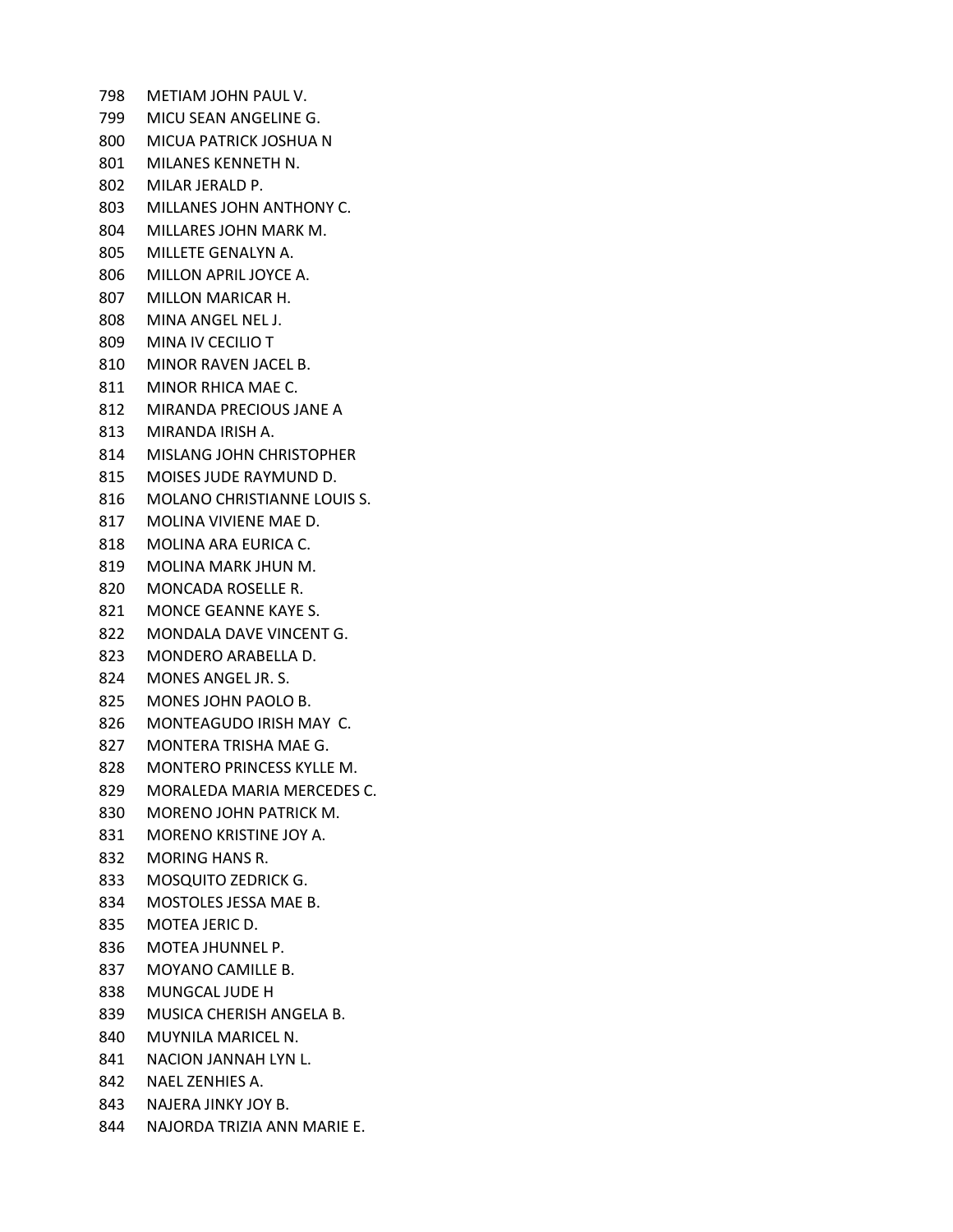798 METIAM JOHN PAUL V.
799 MICU SEAN ANGELINE G.
800 MICUA PATRICK JOSHUA N
801 MILANES KENNETH N.
802 MILAR JERALD P.
803 MILLANES JOHN ANTHONY C.
804 MILLARES JOHN MARK M.
805 MILLETE GENALYN A.
806 MILLON APRIL JOYCE A.
807 MILLON MARICAR H.
808 MINA ANGEL NEL J.
809 MINA IV CECILIO T
810 MINOR RAVEN JACEL B.
811 MINOR RHICA MAE C.
812 MIRANDA PRECIOUS JANE A
813 MIRANDA IRISH A.
814 MISLANG JOHN CHRISTOPHER
815 MOISES JUDE RAYMUND D.
816 MOLANO CHRISTIANNE LOUIS S.
817 MOLINA VIVIENE MAE D.
818 MOLINA ARA EURICA C.
819 MOLINA MARK JHUN M.
820 MONCADA ROSELLE R.
821 MONCE GEANNE KAYE S.
822 MONDALA DAVE VINCENT G.
823 MONDERO ARABELLA D.
824 MONES ANGEL JR. S.
825 MONES JOHN PAOLO B.
826 MONTEAGUDO IRISH MAY C.
827 MONTERA TRISHA MAE G.
828 MONTERO PRINCESS KYLLE M.
829 MORALEDA MARIA MERCEDES C.
830 MORENO JOHN PATRICK M.
831 MORENO KRISTINE JOY A.
832 MORING HANS R.
833 MOSQUITO ZEDRICK G.
834 MOSTOLES JESSA MAE B.
835 MOTEA JERIC D.
836 MOTEA JHUNNEL P.
837 MOYANO CAMILLE B.
838 MUNGCAL JUDE H
839 MUSICA CHERISH ANGELA B.
840 MUYNILA MARICEL N.
841 NACION JANNAH LYN L.
842 NAEL ZENHIES A.
843 NAJERA JINKY JOY B.
844 NAJORDA TRIZIA ANN MARIE E.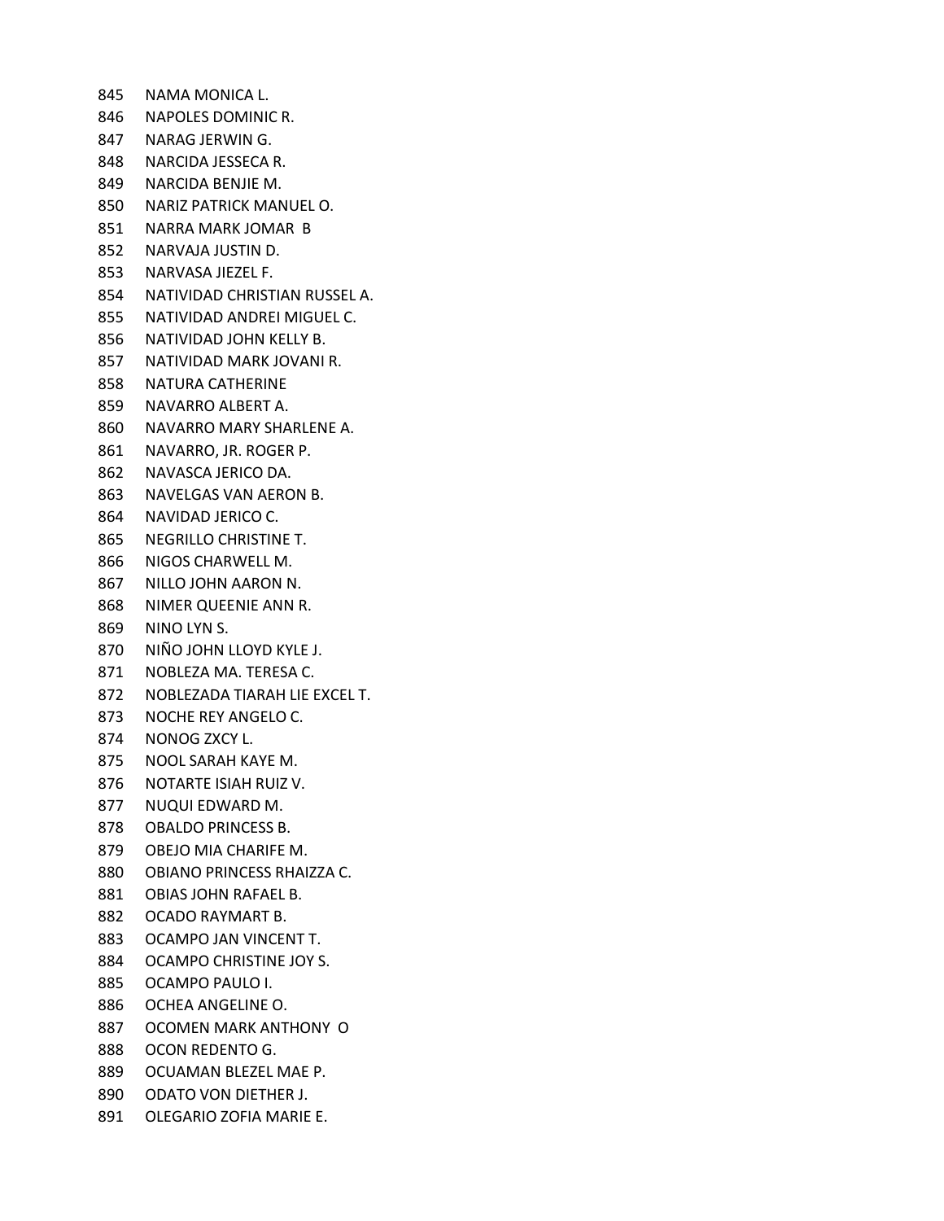845 NAMA MONICA L.
846 NAPOLES DOMINIC R.
847 NARAG JERWIN G.
848 NARCIDA JESSECA R.
849 NARCIDA BENJIE M.
850 NARIZ PATRICK MANUEL O.
851 NARRA MARK JOMAR B
852 NARVAJA JUSTIN D.
853 NARVASA JIEZEL F.
854 NATIVIDAD CHRISTIAN RUSSEL A.
855 NATIVIDAD ANDREI MIGUEL C.
856 NATIVIDAD JOHN KELLY B.
857 NATIVIDAD MARK JOVANI R.
858 NATURA CATHERINE
859 NAVARRO ALBERT A.
860 NAVARRO MARY SHARLENE A.
861 NAVARRO, JR. ROGER P.
862 NAVASCA JERICO DA.
863 NAVELGAS VAN AERON B.
864 NAVIDAD JERICO C.
865 NEGRILLO CHRISTINE T.
866 NIGOS CHARWELL M.
867 NILLO JOHN AARON N.
868 NIMER QUEENIE ANN R.
869 NINO LYN S.
870 NIÑO JOHN LLOYD KYLE J.
871 NOBLEZA MA. TERESA C.
872 NOBLEZADA TIARAH LIE EXCEL T.
873 NOCHE REY ANGELO C.
874 NONOG ZXCY L.
875 NOOL SARAH KAYE M.
876 NOTARTE ISIAH RUIZ V.
877 NUQUI EDWARD M.
878 OBALDO PRINCESS B.
879 OBEJO MIA CHARIFE M.
880 OBIANO PRINCESS RHAIZZA C.
881 OBIAS JOHN RAFAEL B.
882 OCADO RAYMART B.
883 OCAMPO JAN VINCENT T.
884 OCAMPO CHRISTINE JOY S.
885 OCAMPO PAULO I.
886 OCHEA ANGELINE O.
887 OCOMEN MARK ANTHONY O
888 OCON REDENTO G.
889 OCUAMAN BLEZEL MAE P.
890 ODATO VON DIETHER J.
891 OLEGARIO ZOFIA MARIE E.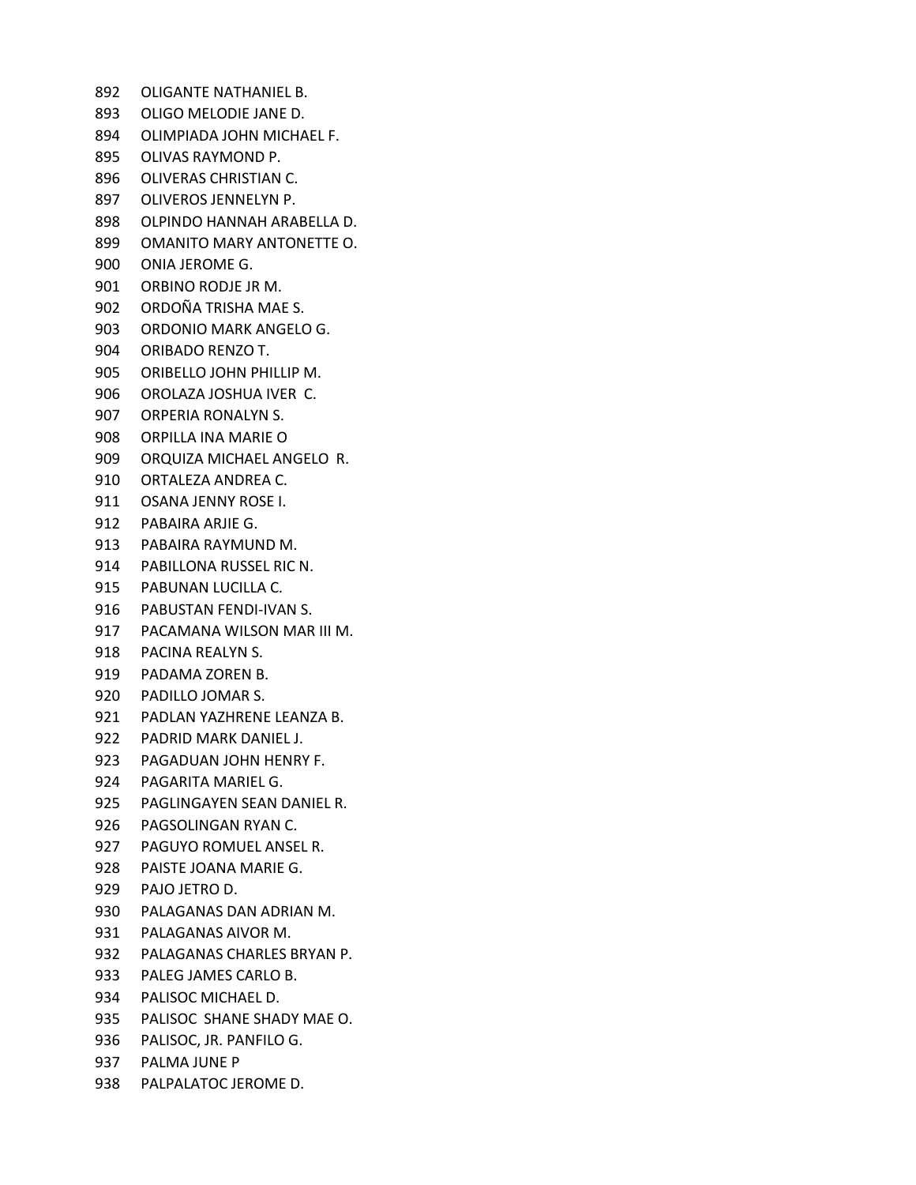892 OLIGANTE NATHANIEL B.
893 OLIGO MELODIE JANE D.
894 OLIMPIADA JOHN MICHAEL F.
895 OLIVAS RAYMOND P.
896 OLIVERAS CHRISTIAN C.
897 OLIVEROS JENNELYN P.
898 OLPINDO HANNAH ARABELLA D.
899 OMANITO MARY ANTONETTE O.
900 ONIA JEROME G.
901 ORBINO RODJE JR M.
902 ORDOÑA TRISHA MAE S.
903 ORDONIO MARK ANGELO G.
904 ORIBADO RENZO T.
905 ORIBELLO JOHN PHILLIP M.
906 OROLAZA JOSHUA IVER C.
907 ORPERIA RONALYN S.
908 ORPILLA INA MARIE O
909 ORQUIZA MICHAEL ANGELO R.
910 ORTALEZA ANDREA C.
911 OSANA JENNY ROSE I.
912 PABAIRA ARJIE G.
913 PABAIRA RAYMUND M.
914 PABILLONA RUSSEL RIC N.
915 PABUNAN LUCILLA C.
916 PABUSTAN FENDI-IVAN S.
917 PACAMANA WILSON MAR III M.
918 PACINA REALYN S.
919 PADAMA ZOREN B.
920 PADILLO JOMAR S.
921 PADLAN YAZHRENE LEANZA B.
922 PADRID MARK DANIEL J.
923 PAGADUAN JOHN HENRY F.
924 PAGARITA MARIEL G.
925 PAGLINGAYEN SEAN DANIEL R.
926 PAGSOLINGAN RYAN C.
927 PAGUYO ROMUEL ANSEL R.
928 PAISTE JOANA MARIE G.
929 PAJO JETRO D.
930 PALAGANAS DAN ADRIAN M.
931 PALAGANAS AIVOR M.
932 PALAGANAS CHARLES BRYAN P.
933 PALEG JAMES CARLO B.
934 PALISOC MICHAEL D.
935 PALISOC SHANE SHADY MAE O.
936 PALISOC, JR. PANFILO G.
937 PALMA JUNE P
938 PALPALATOC JEROME D.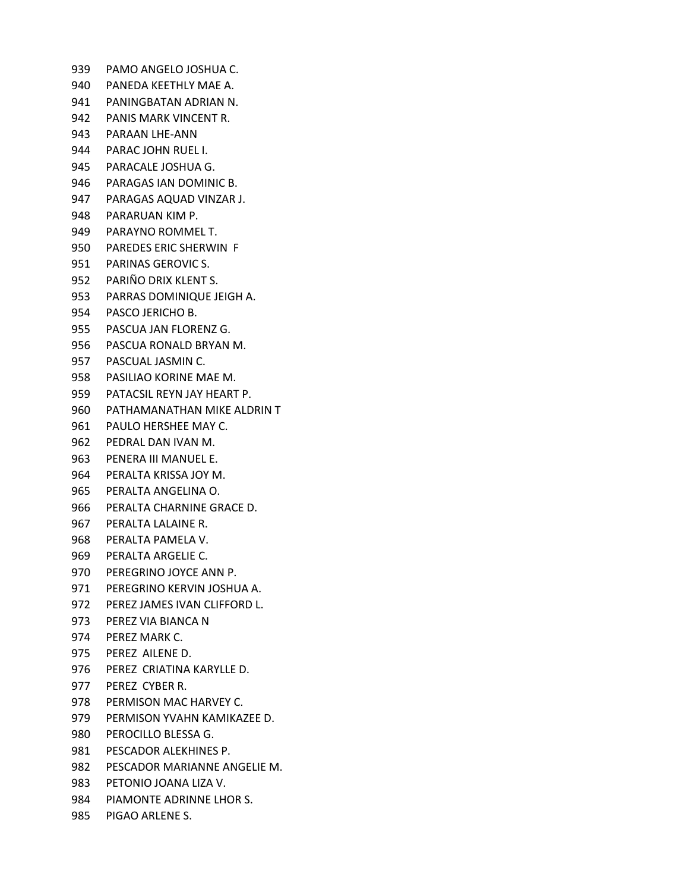939 PAMO ANGELO JOSHUA C.
940 PANEDA KEETHLY MAE A.
941 PANINGBATAN ADRIAN N.
942 PANIS MARK VINCENT R.
943 PARAAN LHE-ANN
944 PARAC JOHN RUEL I.
945 PARACALE JOSHUA G.
946 PARAGAS IAN DOMINIC B.
947 PARAGAS AQUAD VINZAR J.
948 PARARUAN KIM P.
949 PARAYNO ROMMEL T.
950 PAREDES ERIC SHERWIN F
951 PARINAS GEROVIC S.
952 PARIÑO DRIX KLENT S.
953 PARRAS DOMINIQUE JEIGH A.
954 PASCO JERICHO B.
955 PASCUA JAN FLORENZ G.
956 PASCUA RONALD BRYAN M.
957 PASCUAL JASMIN C.
958 PASILIAO KORINE MAE M.
959 PATACSIL REYN JAY HEART P.
960 PATHAMANATHAN MIKE ALDRIN T
961 PAULO HERSHEE MAY C.
962 PEDRAL DAN IVAN M.
963 PENERA III MANUEL E.
964 PERALTA KRISSA JOY M.
965 PERALTA ANGELINA O.
966 PERALTA CHARNINE GRACE D.
967 PERALTA LALAINE R.
968 PERALTA PAMELA V.
969 PERALTA ARGELIE C.
970 PEREGRINO JOYCE ANN P.
971 PEREGRINO KERVIN JOSHUA A.
972 PEREZ JAMES IVAN CLIFFORD L.
973 PEREZ VIA BIANCA N
974 PEREZ MARK C.
975 PEREZ AILENE D.
976 PEREZ CRIATINA KARYLLE D.
977 PEREZ CYBER R.
978 PERMISON MAC HARVEY C.
979 PERMISON YVAHN KAMIKAZEE D.
980 PEROCILLO BLESSA G.
981 PESCADOR ALEKHINES P.
982 PESCADOR MARIANNE ANGELIE M.
983 PETONIO JOANA LIZA V.
984 PIAMONTE ADRINNE LHOR S.
985 PIGAO ARLENE S.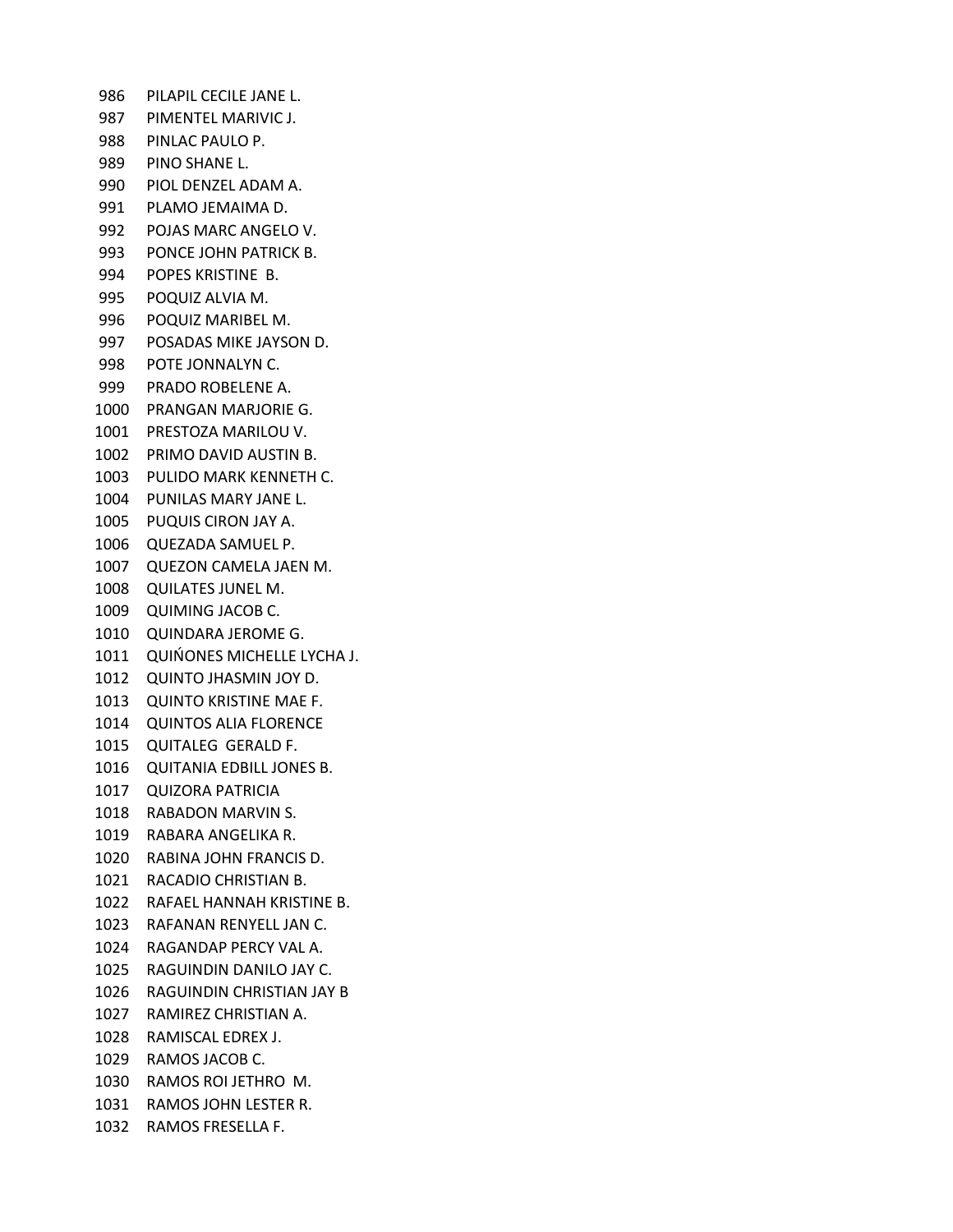986 PILAPIL CECILE JANE L.
987 PIMENTEL MARIVIC J.
988 PINLAC PAULO P.
989 PINO SHANE L.
990 PIOL DENZEL ADAM A.
991 PLAMO JEMAIMA D.
992 POJAS MARC ANGELO V.
993 PONCE JOHN PATRICK B.
994 POPES KRISTINE B.
995 POQUIZ ALVIA M.
996 POQUIZ MARIBEL M.
997 POSADAS MIKE JAYSON D.
998 POTE JONNALYN C.
999 PRADO ROBELENE A.
1000 PRANGAN MARJORIE G.
1001 PRESTOZA MARILOU V.
1002 PRIMO DAVID AUSTIN B.
1003 PULIDO MARK KENNETH C.
1004 PUNILAS MARY JANE L.
1005 PUQUIS CIRON JAY A.
1006 QUEZADA SAMUEL P.
1007 QUEZON CAMELA JAEN M.
1008 QUILATES JUNEL M.
1009 QUIMING JACOB C.
1010 QUINDARA JEROME G.
1011 QUIŃONES MICHELLE LYCHA J.
1012 QUINTO JHASMIN JOY D.
1013 QUINTO KRISTINE MAE F.
1014 QUINTOS ALIA FLORENCE
1015 QUITALEG GERALD F.
1016 QUITANIA EDBILL JONES B.
1017 QUIZORA PATRICIA
1018 RABADON MARVIN S.
1019 RABARA ANGELIKA R.
1020 RABINA JOHN FRANCIS D.
1021 RACADIO CHRISTIAN B.
1022 RAFAEL HANNAH KRISTINE B.
1023 RAFANAN RENYELL JAN C.
1024 RAGANDAP PERCY VAL A.
1025 RAGUINDIN DANILO JAY C.
1026 RAGUINDIN CHRISTIAN JAY B
1027 RAMIREZ CHRISTIAN A.
1028 RAMISCAL EDREX J.
1029 RAMOS JACOB C.
1030 RAMOS ROI JETHRO M.
1031 RAMOS JOHN LESTER R.
1032 RAMOS FRESELLA F.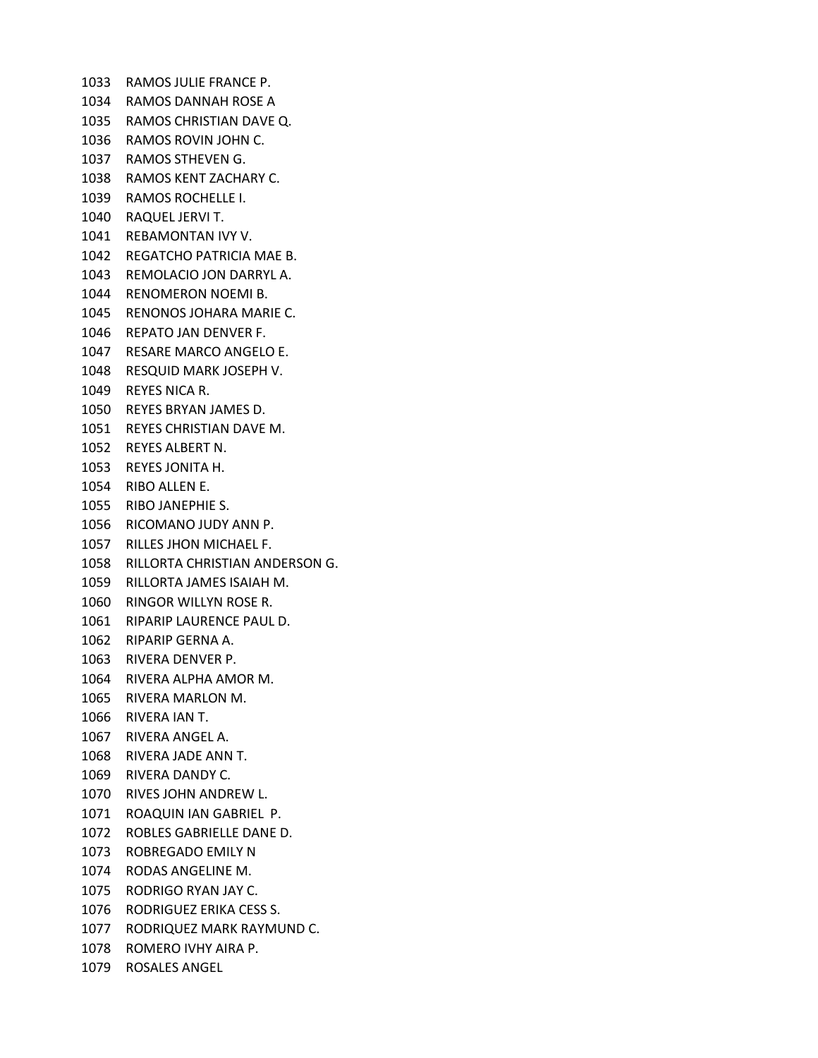1033 RAMOS JULIE FRANCE P.
1034 RAMOS DANNAH ROSE A
1035 RAMOS CHRISTIAN DAVE Q.
1036 RAMOS ROVIN JOHN C.
1037 RAMOS STHEVEN G.
1038 RAMOS KENT ZACHARY C.
1039 RAMOS ROCHELLE I.
1040 RAQUEL JERVI T.
1041 REBAMONTAN IVY V.
1042 REGATCHO PATRICIA MAE B.
1043 REMOLACIO JON DARRYL A.
1044 RENOMERON NOEMI B.
1045 RENONOS JOHARA MARIE C.
1046 REPATO JAN DENVER F.
1047 RESARE MARCO ANGELO E.
1048 RESQUID MARK JOSEPH V.
1049 REYES NICA R.
1050 REYES BRYAN JAMES D.
1051 REYES CHRISTIAN DAVE M.
1052 REYES ALBERT N.
1053 REYES JONITA H.
1054 RIBO ALLEN E.
1055 RIBO JANEPHIE S.
1056 RICOMANO JUDY ANN P.
1057 RILLES JHON MICHAEL F.
1058 RILLORTA CHRISTIAN ANDERSON G.
1059 RILLORTA JAMES ISAIAH M.
1060 RINGOR WILLYN ROSE R.
1061 RIPARIP LAURENCE PAUL D.
1062 RIPARIP GERNA A.
1063 RIVERA DENVER P.
1064 RIVERA ALPHA AMOR M.
1065 RIVERA MARLON M.
1066 RIVERA IAN T.
1067 RIVERA ANGEL A.
1068 RIVERA JADE ANN T.
1069 RIVERA DANDY C.
1070 RIVES JOHN ANDREW L.
1071 ROAQUIN IAN GABRIEL P.
1072 ROBLES GABRIELLE DANE D.
1073 ROBREGADO EMILY N
1074 RODAS ANGELINE M.
1075 RODRIGO RYAN JAY C.
1076 RODRIGUEZ ERIKA CESS S.
1077 RODRIQUEZ MARK RAYMUND C.
1078 ROMERO IVHY AIRA P.
1079 ROSALES ANGEL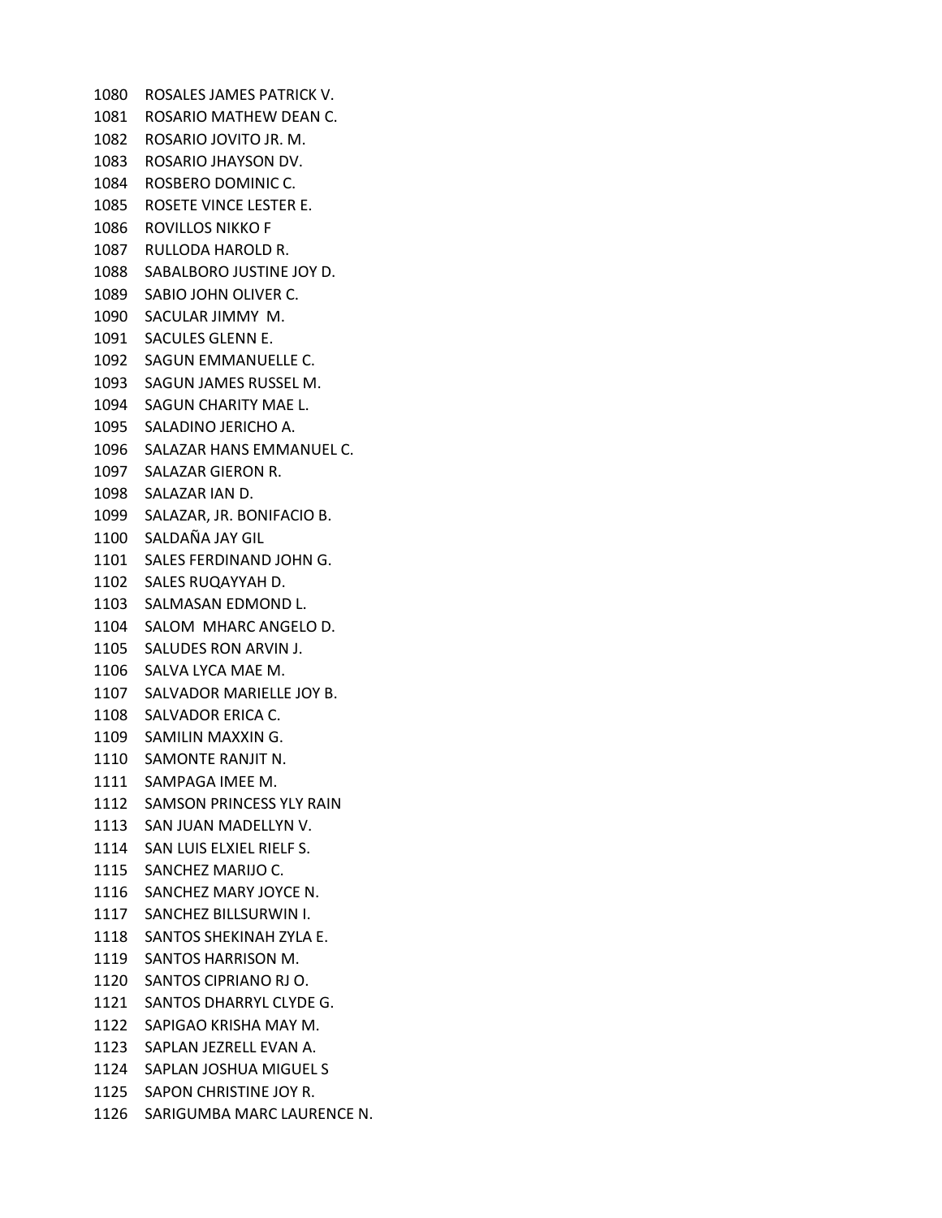1080 ROSALES JAMES PATRICK V.
1081 ROSARIO MATHEW DEAN C.
1082 ROSARIO JOVITO JR. M.
1083 ROSARIO JHAYSON DV.
1084 ROSBERO DOMINIC C.
1085 ROSETE VINCE LESTER E.
1086 ROVILLOS NIKKO F
1087 RULLODA HAROLD R.
1088 SABALBORO JUSTINE JOY D.
1089 SABIO JOHN OLIVER C.
1090 SACULAR JIMMY M.
1091 SACULES GLENN E.
1092 SAGUN EMMANUELLE C.
1093 SAGUN JAMES RUSSEL M.
1094 SAGUN CHARITY MAE L.
1095 SALADINO JERICHO A.
1096 SALAZAR HANS EMMANUEL C.
1097 SALAZAR GIERON R.
1098 SALAZAR IAN D.
1099 SALAZAR, JR. BONIFACIO B.
1100 SALDAÑA JAY GIL
1101 SALES FERDINAND JOHN G.
1102 SALES RUQAYYAH D.
1103 SALMASAN EDMOND L.
1104 SALOM MHARC ANGELO D.
1105 SALUDES RON ARVIN J.
1106 SALVA LYCA MAE M.
1107 SALVADOR MARIELLE JOY B.
1108 SALVADOR ERICA C.
1109 SAMILIN MAXXIN G.
1110 SAMONTE RANJIT N.
1111 SAMPAGA IMEE M.
1112 SAMSON PRINCESS YLY RAIN
1113 SAN JUAN MADELLYN V.
1114 SAN LUIS ELXIEL RIELF S.
1115 SANCHEZ MARIJO C.
1116 SANCHEZ MARY JOYCE N.
1117 SANCHEZ BILLSURWIN I.
1118 SANTOS SHEKINAH ZYLA E.
1119 SANTOS HARRISON M.
1120 SANTOS CIPRIANO RJ O.
1121 SANTOS DHARRYL CLYDE G.
1122 SAPIGAO KRISHA MAY M.
1123 SAPLAN JEZRELL EVAN A.
1124 SAPLAN JOSHUA MIGUEL S
1125 SAPON CHRISTINE JOY R.
1126 SARIGUMBA MARC LAURENCE N.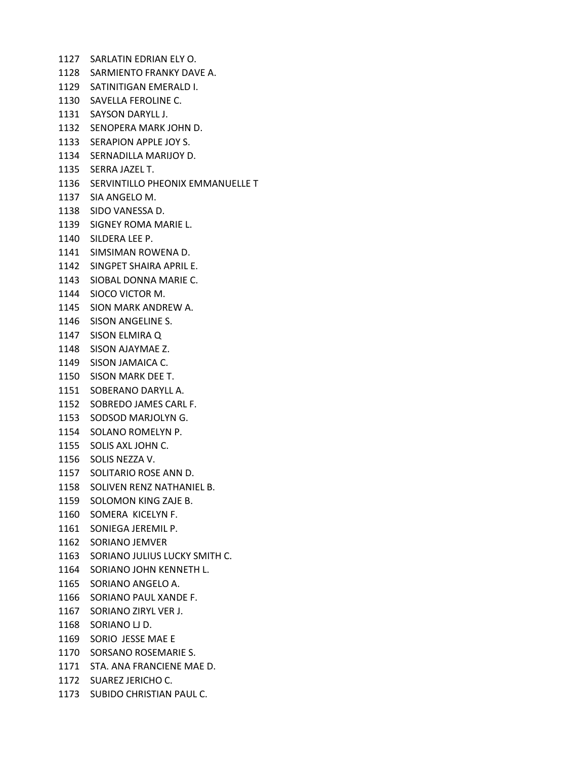1127 SARLATIN EDRIAN ELY O.
1128 SARMIENTO FRANKY DAVE A.
1129 SATINITIGAN EMERALD I.
1130 SAVELLA FEROLINE C.
1131 SAYSON DARYLL J.
1132 SENOPERA MARK JOHN D.
1133 SERAPION APPLE JOY S.
1134 SERNADILLA MARIJOY D.
1135 SERRA JAZEL T.
1136 SERVINTILLO PHEONIX EMMANUELLE T
1137 SIA ANGELO M.
1138 SIDO VANESSA D.
1139 SIGNEY ROMA MARIE L.
1140 SILDERA LEE P.
1141 SIMSIMAN ROWENA D.
1142 SINGPET SHAIRA APRIL E.
1143 SIOBAL DONNA MARIE C.
1144 SIOCO VICTOR M.
1145 SION MARK ANDREW A.
1146 SISON ANGELINE S.
1147 SISON ELMIRA Q
1148 SISON AJAYMAE Z.
1149 SISON JAMAICA C.
1150 SISON MARK DEE T.
1151 SOBERANO DARYLL A.
1152 SOBREDO JAMES CARL F.
1153 SODSOD MARJOLYN G.
1154 SOLANO ROMELYN P.
1155 SOLIS AXL JOHN C.
1156 SOLIS NEZZA V.
1157 SOLITARIO ROSE ANN D.
1158 SOLIVEN RENZ NATHANIEL B.
1159 SOLOMON KING ZAJE B.
1160 SOMERA KICELYN F.
1161 SONIEGA JEREMIL P.
1162 SORIANO JEMVER
1163 SORIANO JULIUS LUCKY SMITH C.
1164 SORIANO JOHN KENNETH L.
1165 SORIANO ANGELO A.
1166 SORIANO PAUL XANDE F.
1167 SORIANO ZIRYL VER J.
1168 SORIANO LJ D.
1169 SORIO JESSE MAE E
1170 SORSANO ROSEMARIE S.
1171 STA. ANA FRANCIENE MAE D.
1172 SUAREZ JERICHO C.
1173 SUBIDO CHRISTIAN PAUL C.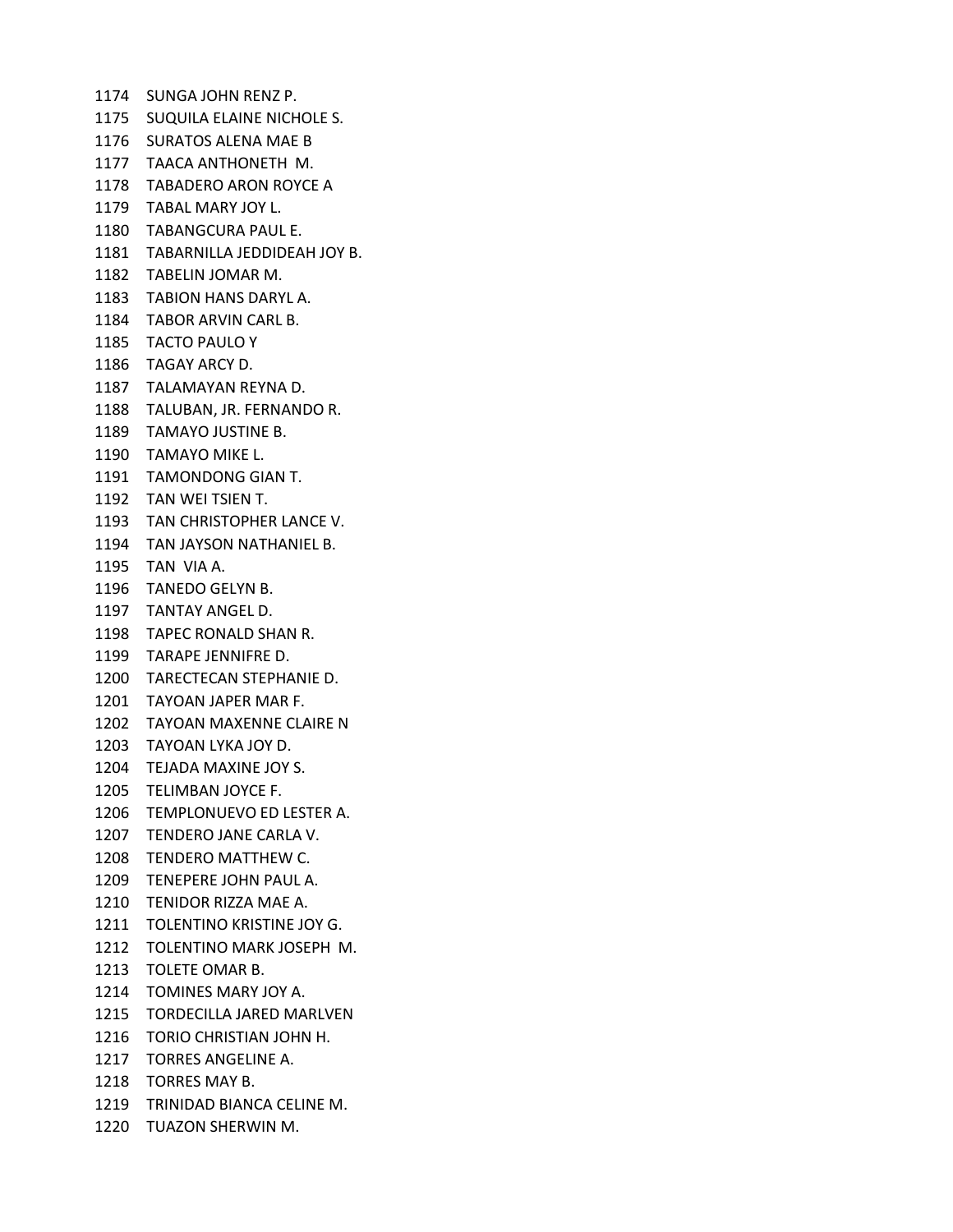1174 SUNGA JOHN RENZ P.
1175 SUQUILA ELAINE NICHOLE S.
1176 SURATOS ALENA MAE B
1177 TAACA ANTHONETH M.
1178 TABADERO ARON ROYCE A
1179 TABAL MARY JOY L.
1180 TABANGCURA PAUL E.
1181 TABARNILLA JEDDIDEAH JOY B.
1182 TABELIN JOMAR M.
1183 TABION HANS DARYL A.
1184 TABOR ARVIN CARL B.
1185 TACTO PAULO Y
1186 TAGAY ARCY D.
1187 TALAMAYAN REYNA D.
1188 TALUBAN, JR. FERNANDO R.
1189 TAMAYO JUSTINE B.
1190 TAMAYO MIKE L.
1191 TAMONDONG GIAN T.
1192 TAN WEI TSIEN T.
1193 TAN CHRISTOPHER LANCE V.
1194 TAN JAYSON NATHANIEL B.
1195 TAN VIA A.
1196 TANEDO GELYN B.
1197 TANTAY ANGEL D.
1198 TAPEC RONALD SHAN R.
1199 TARAPE JENNIFRE D.
1200 TARECTECAN STEPHANIE D.
1201 TAYOAN JAPER MAR F.
1202 TAYOAN MAXENNE CLAIRE N
1203 TAYOAN LYKA JOY D.
1204 TEJADA MAXINE JOY S.
1205 TELIMBAN JOYCE F.
1206 TEMPLONUEVO ED LESTER A.
1207 TENDERO JANE CARLA V.
1208 TENDERO MATTHEW C.
1209 TENEPERE JOHN PAUL A.
1210 TENIDOR RIZZA MAE A.
1211 TOLENTINO KRISTINE JOY G.
1212 TOLENTINO MARK JOSEPH M.
1213 TOLETE OMAR B.
1214 TOMINES MARY JOY A.
1215 TORDECILLA JARED MARLVEN
1216 TORIO CHRISTIAN JOHN H.
1217 TORRES ANGELINE A.
1218 TORRES MAY B.
1219 TRINIDAD BIANCA CELINE M.
1220 TUAZON SHERWIN M.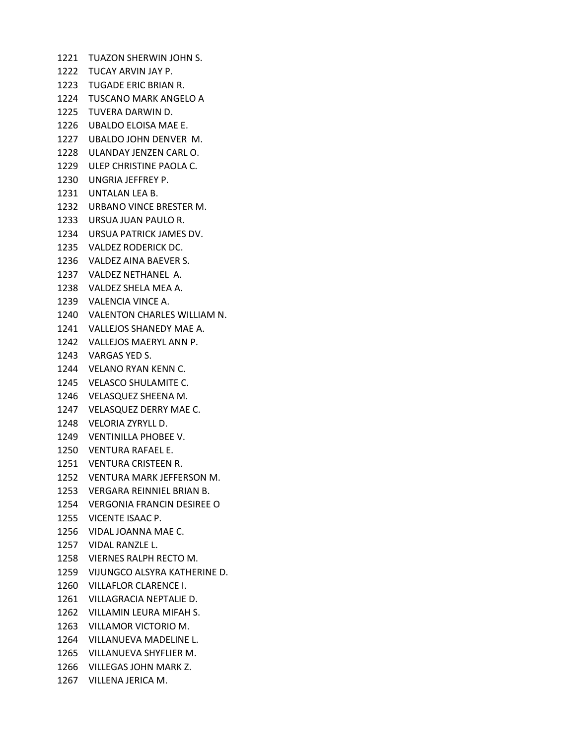1221 TUAZON SHERWIN JOHN S.
1222 TUCAY ARVIN JAY P.
1223 TUGADE ERIC BRIAN R.
1224 TUSCANO MARK ANGELO A
1225 TUVERA DARWIN D.
1226 UBALDO ELOISA MAE E.
1227 UBALDO JOHN DENVER M.
1228 ULANDAY JENZEN CARL O.
1229 ULEP CHRISTINE PAOLA C.
1230 UNGRIA JEFFREY P.
1231 UNTALAN LEA B.
1232 URBANO VINCE BRESTER M.
1233 URSUA JUAN PAULO R.
1234 URSUA PATRICK JAMES DV.
1235 VALDEZ RODERICK DC.
1236 VALDEZ AINA BAEVER S.
1237 VALDEZ NETHANEL A.
1238 VALDEZ SHELA MEA A.
1239 VALENCIA VINCE A.
1240 VALENTON CHARLES WILLIAM N.
1241 VALLEJOS SHANEDY MAE A.
1242 VALLEJOS MAERYL ANN P.
1243 VARGAS YED S.
1244 VELANO RYAN KENN C.
1245 VELASCO SHULAMITE C.
1246 VELASQUEZ SHEENA M.
1247 VELASQUEZ DERRY MAE C.
1248 VELORIA ZYRYLL D.
1249 VENTINILLA PHOBEE V.
1250 VENTURA RAFAEL E.
1251 VENTURA CRISTEEN R.
1252 VENTURA MARK JEFFERSON M.
1253 VERGARA REINNIEL BRIAN B.
1254 VERGONIA FRANCIN DESIREE O
1255 VICENTE ISAAC P.
1256 VIDAL JOANNA MAE C.
1257 VIDAL RANZLE L.
1258 VIERNES RALPH RECTO M.
1259 VIJUNGCO ALSYRA KATHERINE D.
1260 VILLAFLOR CLARENCE I.
1261 VILLAGRACIA NEPTALIE D.
1262 VILLAMIN LEURA MIFAH S.
1263 VILLAMOR VICTORIO M.
1264 VILLANUEVA MADELINE L.
1265 VILLANUEVA SHYFLIER M.
1266 VILLEGAS JOHN MARK Z.
1267 VILLENA JERICA M.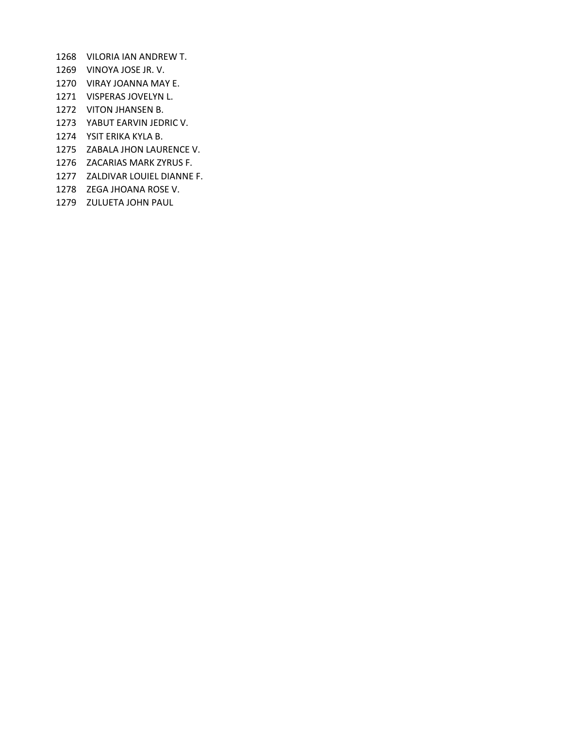| | |
|---|---|
| 1268 | VILORIA IAN ANDREW T. |
| 1269 | VINOYA JOSE JR. V. |
| 1270 | VIRAY JOANNA MAY E. |
| 1271 | VISPERAS JOVELYN L. |
| 1272 | VITON JHANSEN B. |
| 1273 | YABUT EARVIN JEDRIC V. |
| 1274 | YSIT ERIKA KYLA B. |
| 1275 | ZABALA JHON LAURENCE V. |
| 1276 | ZACARIAS MARK ZYRUS F. |
| 1277 | ZALDIVAR LOUIEL DIANNE F. |
| 1278 | ZEGA JHOANA ROSE V. |
| 1279 | ZULUETA JOHN PAUL |